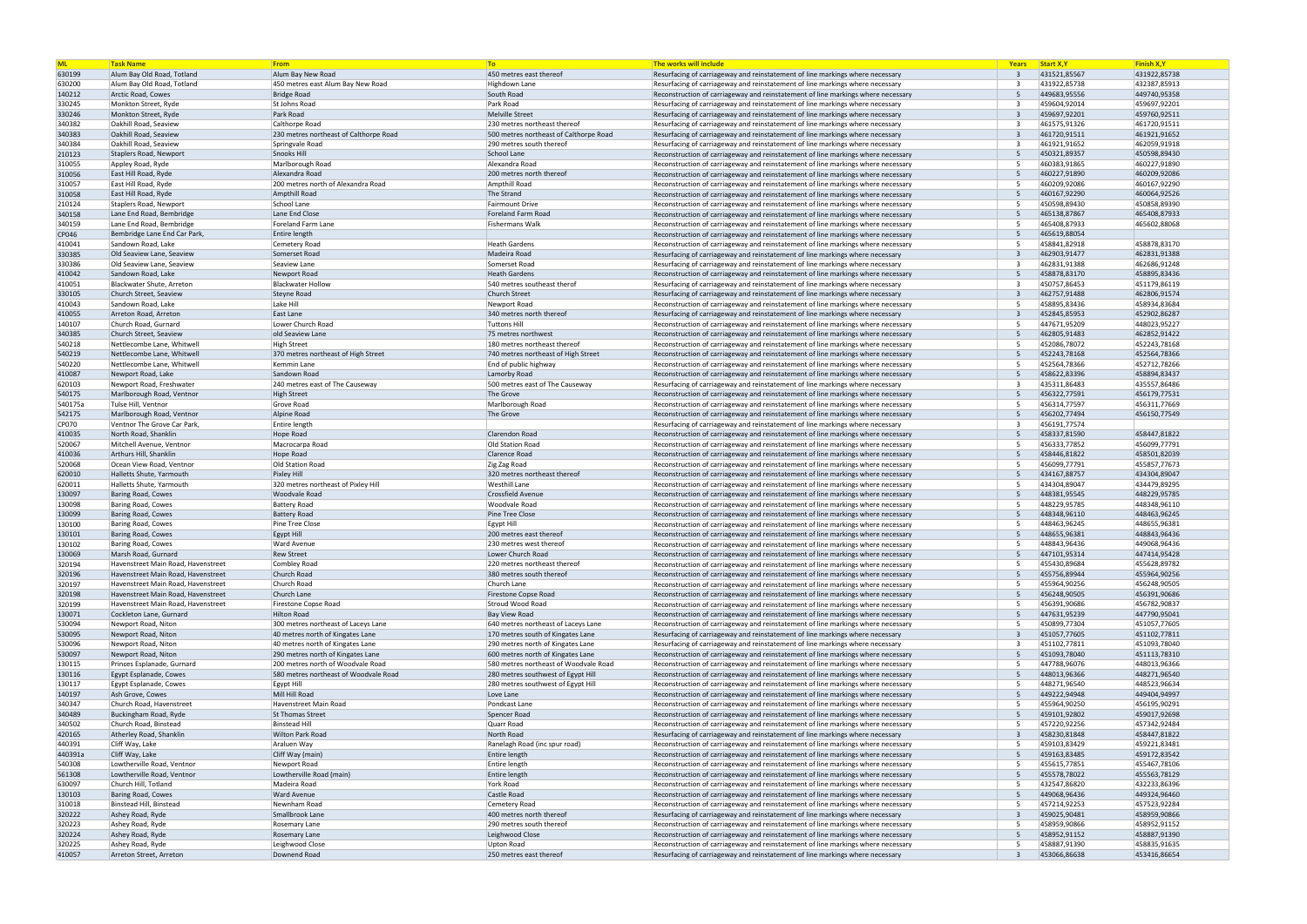| ML | Task Name | From | To | The works will include | Years | Start X,Y | Finish X,Y |
|---|---|---|---|---|---|---|---|
| 630199 | Alum Bay Old Road, Totland | Alum Bay New Road | 450 metres east thereof | Resurfacing of carriageway and reinstatement of line markings where necessary | 3 | 431521,85567 | 431922,85738 |
| 630200 | Alum Bay Old Road, Totland | 450 metres east Alum Bay New Road | Highdown Lane | Resurfacing of carriageway and reinstatement of line markings where necessary | 3 | 431922,85738 | 432387,85913 |
| 140212 | Arctic Road, Cowes | Bridge Road | South Road | Reconstruction of carriageway and reinstatement of line markings where necessary | 5 | 449683,95556 | 449740,95358 |
| 330245 | Monkton Street, Ryde | St Johns Road | Park Road | Resurfacing of carriageway and reinstatement of line markings where necessary | 3 | 459604,92014 | 459697,92201 |
| 330246 | Monkton Street, Ryde | Park Road | Melville Street | Resurfacing of carriageway and reinstatement of line markings where necessary | 3 | 459697,92201 | 459760,92511 |
| 340382 | Oakhill Road, Seaview | Calthorpe Road | 230 metres northeast thereof | Resurfacing of carriageway and reinstatement of line markings where necessary | 3 | 461575,91326 | 461720,91511 |
| 340383 | Oakhill Road, Seaview | 230 metres northeast of Calthorpe Road | 500 metres northeast of Calthorpe Road | Resurfacing of carriageway and reinstatement of line markings where necessary | 3 | 461720,91511 | 461921,91652 |
| 340384 | Oakhill Road, Seaview | Springvale Road | 290 metres south thereof | Resurfacing of carriageway and reinstatement of line markings where necessary | 3 | 461921,91652 | 462059,91918 |
| 210123 | Staplers Road, Newport | Snooks Hill | School Lane | Reconstruction of carriageway and reinstatement of line markings where necessary | 5 | 450321,89357 | 450598,89430 |
| 310055 | Appley Road, Ryde | Marlborough Road | Alexandra Road | Reconstruction of carriageway and reinstatement of line markings where necessary | 5 | 460383,91865 | 460227,91890 |
| 310056 | East Hill Road, Ryde | Alexandra Road | 200 metres north thereof | Reconstruction of carriageway and reinstatement of line markings where necessary | 5 | 460227,91890 | 460209,92086 |
| 310057 | East Hill Road, Ryde | 200 metres north of Alexandra Road | Ampthill Road | Reconstruction of carriageway and reinstatement of line markings where necessary | 5 | 460209,92086 | 460167,92290 |
| 310058 | East Hill Road, Ryde | Ampthill Road | The Strand | Reconstruction of carriageway and reinstatement of line markings where necessary | 5 | 460167,92290 | 460064,92526 |
| 210124 | Staplers Road, Newport | School Lane | Fairmount Drive | Reconstruction of carriageway and reinstatement of line markings where necessary | 5 | 450598,89430 | 450858,89390 |
| 340158 | Lane End Road, Bembridge | Lane End Close | Foreland Farm Road | Reconstruction of carriageway and reinstatement of line markings where necessary | 5 | 465138,87867 | 465408,87933 |
| 340159 | Lane End Road, Bembridge | Foreland Farm Lane | Fishermans Walk | Reconstruction of carriageway and reinstatement of line markings where necessary | 5 | 465408,87933 | 465602,88068 |
| CP046 | Bembridge Lane End Car Park, | Entire length | | Reconstruction of carriageway and reinstatement of line markings where necessary | 5 | 465619,88054 | |
| 410041 | Sandown Road, Lake | Cemetery Road | Heath Gardens | Reconstruction of carriageway and reinstatement of line markings where necessary | 5 | 458841,82918 | 458878,83170 |
| 330385 | Old Seaview Lane, Seaview | Somerset Road | Madeira Road | Resurfacing of carriageway and reinstatement of line markings where necessary | 3 | 462903,91477 | 462831,91388 |
| 330386 | Old Seaview Lane, Seaview | Seaview Lane | Somerset Road | Resurfacing of carriageway and reinstatement of line markings where necessary | 3 | 462831,91388 | 462686,91248 |
| 410042 | Sandown Road, Lake | Newport Road | Heath Gardens | Reconstruction of carriageway and reinstatement of line markings where necessary | 5 | 458878,83170 | 458895,83436 |
| 410051 | Blackwater Shute, Arreton | Blackwater Hollow | 540 metres southeast therof | Resurfacing of carriageway and reinstatement of line markings where necessary | 3 | 450757,86453 | 451179,86119 |
| 330105 | Church Street, Seaview | Steyne Road | Church Street | Resurfacing of carriageway and reinstatement of line markings where necessary | 3 | 462757,91488 | 462806,91574 |
| 410043 | Sandown Road, Lake | Lake Hill | Newport Road | Reconstruction of carriageway and reinstatement of line markings where necessary | 5 | 458895,83436 | 458934,83684 |
| 410055 | Arreton Road, Arreton | East Lane | 340 metres north thereof | Resurfacing of carriageway and reinstatement of line markings where necessary | 3 | 452845,85953 | 452902,86287 |
| 140107 | Church Road, Gurnard | Lower Church Road | Tuttons Hill | Reconstruction of carriageway and reinstatement of line markings where necessary | 5 | 447671,95209 | 448023,95227 |
| 340385 | Church Street, Seaview | old Seaview Lane | 75 metres northwest | Reconstruction of carriageway and reinstatement of line markings where necessary | 5 | 462805,91483 | 462852,91422 |
| 540218 | Nettlecombe Lane, Whitwell | High Street | 180 metres northeast thereof | Reconstruction of carriageway and reinstatement of line markings where necessary | 5 | 452086,78072 | 452243,78168 |
| 540219 | Nettlecombe Lane, Whitwell | 370 metres northeast of High Street | 740 metres northeast of High Street | Reconstruction of carriageway and reinstatement of line markings where necessary | 5 | 452243,78168 | 452564,78366 |
| 540220 | Nettlecombe Lane, Whitwell | Kemmin Lane | End of public highway | Reconstruction of carriageway and reinstatement of line markings where necessary | 5 | 452564,78366 | 452712,78266 |
| 410087 | Newport Road, Lake | Sandown Road | Lamorby Road | Reconstruction of carriageway and reinstatement of line markings where necessary | 5 | 458622,83396 | 458894,83437 |
| 620103 | Newport Road, Freshwater | 240 metres east of The Causeway | 500 metres east of The Causeway | Resurfacing of carriageway and reinstatement of line markings where necessary | 3 | 435311,86483 | 435557,86486 |
| 540175 | Marlborough Road, Ventnor | High Street | The Grove | Reconstruction of carriageway and reinstatement of line markings where necessary | 5 | 456322,77591 | 456179,77531 |
| 540175a | Tulse Hill, Ventnor | Grove Road | Marlborough Road | Reconstruction of carriageway and reinstatement of line markings where necessary | 5 | 456314,77597 | 456311,77669 |
| 542175 | Marlborough Road, Ventnor | Alpine Road | The Grove | Reconstruction of carriageway and reinstatement of line markings where necessary | 5 | 456202,77494 | 456150,77549 |
| CP070 | Ventnor The Grove Car Park, | Entire length | | Resurfacing of carriageway and reinstatement of line markings where necessary | 3 | 456191,77574 | |
| 410035 | North Road, Shanklin | Hope Road | Clarendon Road | Reconstruction of carriageway and reinstatement of line markings where necessary | 5 | 458337,81590 | 458447,81822 |
| 520067 | Mitchell Avenue, Ventnor | Macrocarpa Road | Old Station Road | Reconstruction of carriageway and reinstatement of line markings where necessary | 5 | 456333,77852 | 456099,77791 |
| 410036 | Arthurs Hill, Shanklin | Hope Road | Clarence Road | Reconstruction of carriageway and reinstatement of line markings where necessary | 5 | 458446,81822 | 458501,82039 |
| 520068 | Ocean View Road, Ventnor | Old Station Road | Zig Zag Road | Reconstruction of carriageway and reinstatement of line markings where necessary | 5 | 456099,77791 | 455857,77673 |
| 620010 | Halletts Shute, Yarmouth | Pixley Hill | 320 metres northeast thereof | Reconstruction of carriageway and reinstatement of line markings where necessary | 5 | 434167,88757 | 434304,89047 |
| 620011 | Halletts Shute, Yarmouth | 320 metres northeast of Pixley Hill | Westhill Lane | Reconstruction of carriageway and reinstatement of line markings where necessary | 5 | 434304,89047 | 434479,89295 |
| 130097 | Baring Road, Cowes | Woodvale Road | Crossfield Avenue | Reconstruction of carriageway and reinstatement of line markings where necessary | 5 | 448381,95545 | 448229,95785 |
| 130098 | Baring Road, Cowes | Battery Road | Woodvale Road | Reconstruction of carriageway and reinstatement of line markings where necessary | 5 | 448229,95785 | 448348,96110 |
| 130099 | Baring Road, Cowes | Battery Road | Pine Tree Close | Reconstruction of carriageway and reinstatement of line markings where necessary | 5 | 448348,96110 | 448463,96245 |
| 130100 | Baring Road, Cowes | Pine Tree Close | Egypt Hill | Reconstruction of carriageway and reinstatement of line markings where necessary | 5 | 448463,96245 | 448655,96381 |
| 130101 | Baring Road, Cowes | Egypt Hill | 200 metres east thereof | Reconstruction of carriageway and reinstatement of line markings where necessary | 5 | 448655,96381 | 448843,96436 |
| 130102 | Baring Road, Cowes | Ward Avenue | 230 metres west thereof | Reconstruction of carriageway and reinstatement of line markings where necessary | 5 | 448843,96436 | 449068,96436 |
| 130069 | Marsh Road, Gurnard | Rew Street | Lower Church Road | Reconstruction of carriageway and reinstatement of line markings where necessary | 5 | 447101,95314 | 447414,95428 |
| 320194 | Havenstreet Main Road, Havenstreet | Combley Road | 220 metres northeast thereof | Reconstruction of carriageway and reinstatement of line markings where necessary | 5 | 455430,89684 | 455628,89782 |
| 320196 | Havenstreet Main Road, Havenstreet | Church Road | 380 metres south thereof | Reconstruction of carriageway and reinstatement of line markings where necessary | 5 | 455756,89944 | 455964,90256 |
| 320197 | Havenstreet Main Road, Havenstreet | Church Road | Church Lane | Reconstruction of carriageway and reinstatement of line markings where necessary | 5 | 455964,90256 | 456248,90505 |
| 320198 | Havenstreet Main Road, Havenstreet | Church Lane | Firestone Copse Road | Reconstruction of carriageway and reinstatement of line markings where necessary | 5 | 456248,90505 | 456391,90686 |
| 320199 | Havenstreet Main Road, Havenstreet | Firestone Copse Road | Stroud Wood Road | Reconstruction of carriageway and reinstatement of line markings where necessary | 5 | 456391,90686 | 456782,90837 |
| 130071 | Cockleton Lane, Gurnard | Hilton Road | Bay View Road | Reconstruction of carriageway and reinstatement of line markings where necessary | 5 | 447631,95239 | 447790,95041 |
| 530094 | Newport Road, Niton | 300 metres northeast of Laceys Lane | 640 metres northeast of Laceys Lane | Reconstruction of carriageway and reinstatement of line markings where necessary | 5 | 450899,77304 | 451057,77605 |
| 530095 | Newport Road, Niton | 40 metres north of Kingates Lane | 170 metres south of Kingates Lane | Resurfacing of carriageway and reinstatement of line markings where necessary | 3 | 451057,77605 | 451102,77811 |
| 530096 | Newport Road, Niton | 40 metres north of Kingates Lane | 290 metres north of Kingates Lane | Resurfacing of carriageway and reinstatement of line markings where necessary | 3 | 451102,77811 | 451093,78040 |
| 530097 | Newport Road, Niton | 290 metres north of Kingates Lane | 600 metres north of Kingates Lane | Reconstruction of carriageway and reinstatement of line markings where necessary | 5 | 451093,78040 | 451113,78310 |
| 130115 | Princes Esplanade, Gurnard | 200 metres north of Woodvale Road | 580 metres northeast of Woodvale Road | Reconstruction of carriageway and reinstatement of line markings where necessary | 5 | 447788,96076 | 448013,96366 |
| 130116 | Egypt Esplanade, Cowes | 580 metres northeast of Woodvale Road | 280 metres southwest of Egypt Hill | Reconstruction of carriageway and reinstatement of line markings where necessary | 5 | 448013,96366 | 448271,96540 |
| 130117 | Egypt Esplanade, Cowes | Egypt Hill | 280 metres southwest of Egypt Hill | Reconstruction of carriageway and reinstatement of line markings where necessary | 5 | 448271,96540 | 448523,96634 |
| 140197 | Ash Grove, Cowes | Mill Hill Road | Love Lane | Reconstruction of carriageway and reinstatement of line markings where necessary | 5 | 449222,94948 | 449404,94997 |
| 340347 | Church Road, Havenstreet | Havenstreet Main Road | Pondcast Lane | Reconstruction of carriageway and reinstatement of line markings where necessary | 5 | 455964,90250 | 456195,90291 |
| 340489 | Buckingham Road, Ryde | St Thomas Street | Spencer Road | Reconstruction of carriageway and reinstatement of line markings where necessary | 5 | 459101,92802 | 459017,92698 |
| 340502 | Church Road, Binstead | Binstead Hill | Quarr Road | Reconstruction of carriageway and reinstatement of line markings where necessary | 5 | 457220,92256 | 457342,92484 |
| 420165 | Atherley Road, Shanklin | Wilton Park Road | North Road | Resurfacing of carriageway and reinstatement of line markings where necessary | 3 | 458230,81848 | 458447,81822 |
| 440391 | Cliff Way, Lake | Araluen Way | Ranelagh Road (inc spur road) | Reconstruction of carriageway and reinstatement of line markings where necessary | 5 | 459103,83429 | 459221,83481 |
| 440391a | Cliff Way, Lake | Cliff Way (main) | Entire length | Reconstruction of carriageway and reinstatement of line markings where necessary | 5 | 459163,83485 | 459172,83542 |
| 540308 | Lowtherville Road, Ventnor | Newport Road | Entire length | Reconstruction of carriageway and reinstatement of line markings where necessary | 5 | 455615,77851 | 455467,78106 |
| 561308 | Lowtherville Road, Ventnor | Lowtherville Road (main) | Entire length | Reconstruction of carriageway and reinstatement of line markings where necessary | 5 | 455578,78022 | 455563,78129 |
| 630097 | Church Hill, Totland | Madeira Road | York Road | Reconstruction of carriageway and reinstatement of line markings where necessary | 5 | 432547,86820 | 432233,86396 |
| 130103 | Baring Road, Cowes | Ward Avenue | Castle Road | Reconstruction of carriageway and reinstatement of line markings where necessary | 5 | 449068,96436 | 449324,96460 |
| 310018 | Binstead Hill, Binstead | Newnham Road | Cemetery Road | Reconstruction of carriageway and reinstatement of line markings where necessary | 5 | 457214,92253 | 457523,92284 |
| 320222 | Ashey Road, Ryde | Smallbrook Lane | 400 metres north thereof | Resurfacing of carriageway and reinstatement of line markings where necessary | 3 | 459025,90481 | 458959,90866 |
| 320223 | Ashey Road, Ryde | Rosemary Lane | 290 metres south thereof | Reconstruction of carriageway and reinstatement of line markings where necessary | 5 | 458959,90866 | 458952,91152 |
| 320224 | Ashey Road, Ryde | Rosemary Lane | Leighwood Close | Reconstruction of carriageway and reinstatement of line markings where necessary | 5 | 458952,91152 | 458887,91390 |
| 320225 | Ashey Road, Ryde | Leighwood Close | Upton Road | Reconstruction of carriageway and reinstatement of line markings where necessary | 5 | 458887,91390 | 458835,91635 |
| 410057 | Arreton Street, Arreton | Downend Road | 250 metres east thereof | Resurfacing of carriageway and reinstatement of line markings where necessary | 3 | 453066,86638 | 453416,86654 |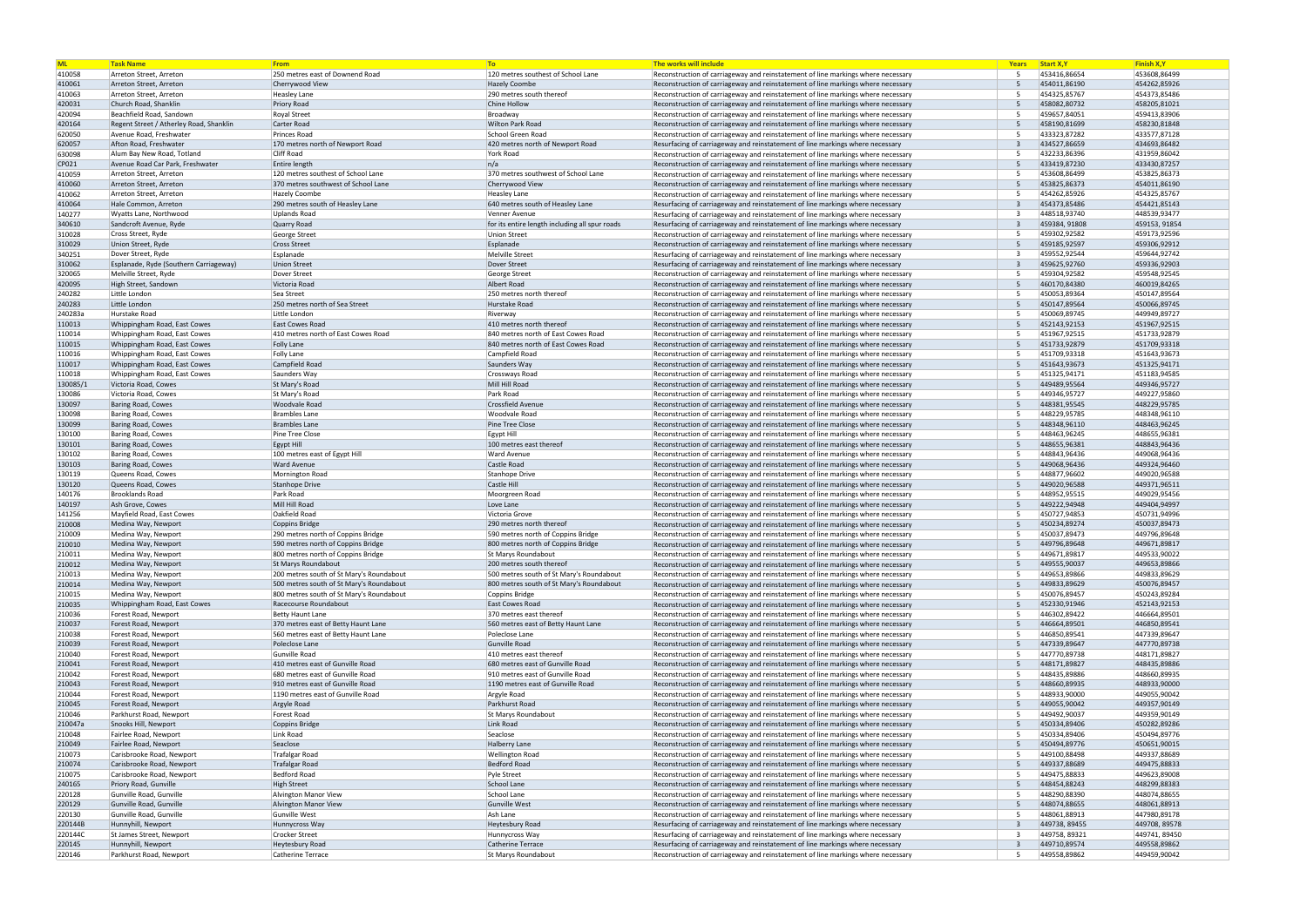| ML | Task Name | From | To | The works will include | Years | Start X,Y | Finish X,Y |
|---|---|---|---|---|---|---|---|
| 410058 | Arreton Street, Arreton | 250 metres east of Downend Road | 120 metres southest of School Lane | Reconstruction of carriageway and reinstatement of line markings where necessary | 5 | 453416,86654 | 453608,86499 |
| 410061 | Arreton Street, Arreton | Cherrywood View | Hazely Coombe | Reconstruction of carriageway and reinstatement of line markings where necessary | 5 | 454011,86190 | 454262,85926 |
| 410063 | Arreton Street, Arreton | Heasley Lane | 290 metres south thereof | Reconstruction of carriageway and reinstatement of line markings where necessary | 5 | 454325,85767 | 454373,85486 |
| 420031 | Church Road, Shanklin | Priory Road | Chine Hollow | Reconstruction of carriageway and reinstatement of line markings where necessary | 5 | 458082,80732 | 458205,81021 |
| 420094 | Beachfield Road, Sandown | Royal Street | Broadway | Reconstruction of carriageway and reinstatement of line markings where necessary | 5 | 459657,84051 | 459413,83906 |
| 420164 | Regent Street / Atherley Road, Shanklin | Carter Road | Wilton Park Road | Reconstruction of carriageway and reinstatement of line markings where necessary | 5 | 458190,81699 | 458230,81848 |
| 620050 | Avenue Road, Freshwater | Princes Road | School Green Road | Reconstruction of carriageway and reinstatement of line markings where necessary | 5 | 433323,87282 | 433577,87128 |
| 620057 | Afton Road, Freshwater | 170 metres north of Newport Road | 420 metres north of Newport Road | Resurfacing of carriageway and reinstatement of line markings where necessary | 3 | 434527,86659 | 434693,86482 |
| 630098 | Alum Bay New Road, Totland | Cliff Road | York Road | Reconstruction of carriageway and reinstatement of line markings where necessary | 5 | 432233,86396 | 431959,86042 |
| CP021 | Avenue Road Car Park, Freshwater | Entire length | n/a | Reconstruction of carriageway and reinstatement of line markings where necessary | 5 | 433419,87230 | 433430,87257 |
| 410059 | Arreton Street, Arreton | 120 metres southest of School Lane | 370 metres southwest of School Lane | Reconstruction of carriageway and reinstatement of line markings where necessary | 5 | 453608,86499 | 453825,86373 |
| 410060 | Arreton Street, Arreton | 370 metres southwest of School Lane | Cherrywood View | Reconstruction of carriageway and reinstatement of line markings where necessary | 5 | 453825,86373 | 454011,86190 |
| 410062 | Arreton Street, Arreton | Hazely Coombe | Heasley Lane | Reconstruction of carriageway and reinstatement of line markings where necessary | 5 | 454262,85926 | 454325,85767 |
| 410064 | Hale Common, Arreton | 290 metres south of Heasley Lane | 640 metres south of Heasley Lane | Resurfacing of carriageway and reinstatement of line markings where necessary | 5 | 454373,85486 | 454421,85143 |
| 140277 | Wyatts Lane, Northwood | Uplands Road | Venner Avenue | Resurfacing of carriageway and reinstatement of line markings where necessary | 3 | 448518,93740 | 448539,93477 |
| 340610 | Sandcroft Avenue, Ryde | Quarry Road | for its entire length including all spur roads | Resurfacing of carriageway and reinstatement of line markings where necessary | 3 | 459384, 91808 | 459153, 91854 |
| 310028 | Cross Street, Ryde | George Street | Union Street | Reconstruction of carriageway and reinstatement of line markings where necessary | 5 | 459302,92582 | 459173,92596 |
| 310029 | Union Street, Ryde | Cross Street | Esplanade | Reconstruction of carriageway and reinstatement of line markings where necessary | 5 | 459185,92597 | 459306,92912 |
| 340251 | Dover Street, Ryde | Esplanade | Melville Street | Resurfacing of carriageway and reinstatement of line markings where necessary | 3 | 459552,92544 | 459644,92742 |
| 310062 | Esplanade, Ryde (Southern Carriageway) | Union Street | Dover Street | Resurfacing of carriageway and reinstatement of line markings where necessary | 3 | 459625,92760 | 459336,92903 |
| 320065 | Melville Street, Ryde | Dover Street | George Street | Reconstruction of carriageway and reinstatement of line markings where necessary | 5 | 459304,92582 | 459548,92545 |
| 420095 | High Street, Sandown | Victoria Road | Albert Road | Reconstruction of carriageway and reinstatement of line markings where necessary | 5 | 460170,84380 | 460019,84265 |
| 240282 | Little London | Sea Street | 250 metres north thereof | Reconstruction of carriageway and reinstatement of line markings where necessary | 5 | 450053,89364 | 450147,89564 |
| 240283 | Little London | 250 metres north of Sea Street | Hurstake Road | Reconstruction of carriageway and reinstatement of line markings where necessary | 5 | 450147,89564 | 450066,89745 |
| 240283a | Hurstake Road | Little London | Riverway | Reconstruction of carriageway and reinstatement of line markings where necessary | 5 | 450069,89745 | 449949,89727 |
| 110013 | Whippingham Road, East Cowes | East Cowes Road | 410 metres north thereof | Reconstruction of carriageway and reinstatement of line markings where necessary | 5 | 452143,92153 | 451967,92515 |
| 110014 | Whippingham Road, East Cowes | 410 metres north of East Cowes Road | 840 metres north of East Cowes Road | Reconstruction of carriageway and reinstatement of line markings where necessary | 5 | 451967,92515 | 451733,92879 |
| 110015 | Whippingham Road, East Cowes | Folly Lane | 840 metres north of East Cowes Road | Reconstruction of carriageway and reinstatement of line markings where necessary | 5 | 451733,92879 | 451709,93318 |
| 110016 | Whippingham Road, East Cowes | Folly Lane | Campfield Road | Reconstruction of carriageway and reinstatement of line markings where necessary | 5 | 451709,93318 | 451643,93673 |
| 110017 | Whippingham Road, East Cowes | Campfield Road | Saunders Way | Reconstruction of carriageway and reinstatement of line markings where necessary | 5 | 451643,93673 | 451325,94171 |
| 110018 | Whippingham Road, East Cowes | Saunders Way | Crossways Road | Reconstruction of carriageway and reinstatement of line markings where necessary | 5 | 451325,94171 | 451183,94585 |
| 130085/1 | Victoria Road, Cowes | St Mary's Road | Mill Hill Road | Reconstruction of carriageway and reinstatement of line markings where necessary | 5 | 449489,95564 | 449346,95727 |
| 130086 | Victoria Road, Cowes | St Mary's Road | Park Road | Reconstruction of carriageway and reinstatement of line markings where necessary | 5 | 449346,95727 | 449227,95860 |
| 130097 | Baring Road, Cowes | Woodvale Road | Crossfield Avenue | Reconstruction of carriageway and reinstatement of line markings where necessary | 5 | 448381,95545 | 448229,95785 |
| 130098 | Baring Road, Cowes | Brambles Lane | Woodvale Road | Reconstruction of carriageway and reinstatement of line markings where necessary | 5 | 448229,95785 | 448348,96110 |
| 130099 | Baring Road, Cowes | Brambles Lane | Pine Tree Close | Reconstruction of carriageway and reinstatement of line markings where necessary | 5 | 448348,96110 | 448463,96245 |
| 130100 | Baring Road, Cowes | Pine Tree Close | Egypt Hill | Reconstruction of carriageway and reinstatement of line markings where necessary | 5 | 448463,96245 | 448655,96381 |
| 130101 | Baring Road, Cowes | Egypt Hill | 100 metres east thereof | Reconstruction of carriageway and reinstatement of line markings where necessary | 5 | 448655,96381 | 448843,96436 |
| 130102 | Baring Road, Cowes | 100 metres east of Egypt Hill | Ward Avenue | Reconstruction of carriageway and reinstatement of line markings where necessary | 5 | 448843,96436 | 449068,96436 |
| 130103 | Baring Road, Cowes | Ward Avenue | Castle Road | Reconstruction of carriageway and reinstatement of line markings where necessary | 5 | 449068,96436 | 449324,96460 |
| 130119 | Queens Road, Cowes | Mornington Road | Stanhope Drive | Reconstruction of carriageway and reinstatement of line markings where necessary | 5 | 448877,96602 | 449020,96588 |
| 130120 | Queens Road, Cowes | Stanhope Drive | Castle Hill | Reconstruction of carriageway and reinstatement of line markings where necessary | 5 | 449020,96588 | 449371,96511 |
| 140176 | Brooklands Road | Park Road | Moorgreen Road | Reconstruction of carriageway and reinstatement of line markings where necessary | 5 | 448952,95515 | 449029,95456 |
| 140197 | Ash Grove, Cowes | Mill Hill Road | Love Lane | Reconstruction of carriageway and reinstatement of line markings where necessary | 5 | 449222,94948 | 449404,94997 |
| 141256 | Mayfield Road, East Cowes | Oakfield Road | Victoria Grove | Reconstruction of carriageway and reinstatement of line markings where necessary | 5 | 450727,94853 | 450731,94996 |
| 210008 | Medina Way, Newport | Coppins Bridge | 290 metres north thereof | Reconstruction of carriageway and reinstatement of line markings where necessary | 5 | 450234,89274 | 450037,89473 |
| 210009 | Medina Way, Newport | 290 metres north of Coppins Bridge | 590 metres north of Coppins Bridge | Reconstruction of carriageway and reinstatement of line markings where necessary | 5 | 450037,89473 | 449796,89648 |
| 210010 | Medina Way, Newport | 590 metres north of Coppins Bridge | 800 metres north of Coppins Bridge | Reconstruction of carriageway and reinstatement of line markings where necessary | 5 | 449796,89648 | 449671,89817 |
| 210011 | Medina Way, Newport | 800 metres north of Coppins Bridge | St Marys Roundabout | Reconstruction of carriageway and reinstatement of line markings where necessary | 5 | 449671,89817 | 449533,90022 |
| 210012 | Medina Way, Newport | St Marys Roundabout | 200 metres south thereof | Reconstruction of carriageway and reinstatement of line markings where necessary | 5 | 449555,90037 | 449653,89866 |
| 210013 | Medina Way, Newport | 200 metres south of St Mary's Roundabout | 500 metres south of St Mary's Roundabout | Reconstruction of carriageway and reinstatement of line markings where necessary | 5 | 449653,89866 | 449833,89629 |
| 210014 | Medina Way, Newport | 500 metres south of St Mary's Roundabout | 800 metres south of St Mary's Roundabout | Reconstruction of carriageway and reinstatement of line markings where necessary | 5 | 449833,89629 | 450076,89457 |
| 210015 | Medina Way, Newport | 800 metres south of St Mary's Roundabout | Coppins Bridge | Reconstruction of carriageway and reinstatement of line markings where necessary | 5 | 450076,89457 | 450243,89284 |
| 210035 | Whippingham Road, East Cowes | Racecourse Roundabout | East Cowes Road | Reconstruction of carriageway and reinstatement of line markings where necessary | 5 | 452330,91946 | 452143,92153 |
| 210036 | Forest Road, Newport | Betty Haunt Lane | 370 metres east thereof | Reconstruction of carriageway and reinstatement of line markings where necessary | 5 | 446302,89422 | 446664,89501 |
| 210037 | Forest Road, Newport | 370 metres east of Betty Haunt Lane | 560 metres east of Betty Haunt Lane | Reconstruction of carriageway and reinstatement of line markings where necessary | 5 | 446664,89501 | 446850,89541 |
| 210038 | Forest Road, Newport | 560 metres east of Betty Haunt Lane | Poleclose Lane | Reconstruction of carriageway and reinstatement of line markings where necessary | 5 | 446850,89541 | 447339,89647 |
| 210039 | Forest Road, Newport | Poleclose Lane | Gunville Road | Reconstruction of carriageway and reinstatement of line markings where necessary | 5 | 447339,89647 | 447770,89738 |
| 210040 | Forest Road, Newport | Gunville Road | 410 metres east thereof | Reconstruction of carriageway and reinstatement of line markings where necessary | 5 | 447770,89738 | 448171,89827 |
| 210041 | Forest Road, Newport | 410 metres east of Gunville Road | 680 metres east of Gunville Road | Reconstruction of carriageway and reinstatement of line markings where necessary | 5 | 448171,89827 | 448435,89886 |
| 210042 | Forest Road, Newport | 680 metres east of Gunville Road | 910 metres east of Gunville Road | Reconstruction of carriageway and reinstatement of line markings where necessary | 5 | 448435,89886 | 448660,89935 |
| 210043 | Forest Road, Newport | 910 metres east of Gunville Road | 1190 metres east of Gunville Road | Reconstruction of carriageway and reinstatement of line markings where necessary | 5 | 448660,89935 | 448933,90000 |
| 210044 | Forest Road, Newport | 1190 metres east of Gunville Road | Argyle Road | Reconstruction of carriageway and reinstatement of line markings where necessary | 5 | 448933,90000 | 449055,90042 |
| 210045 | Forest Road, Newport | Argyle Road | Parkhurst Road | Reconstruction of carriageway and reinstatement of line markings where necessary | 5 | 449055,90042 | 449357,90149 |
| 210046 | Parkhurst Road, Newport | Forest Road | St Marys Roundabout | Reconstruction of carriageway and reinstatement of line markings where necessary | 5 | 449492,90037 | 449359,90149 |
| 210047a | Snooks Hill, Newport | Coppins Bridge | Link Road | Reconstruction of carriageway and reinstatement of line markings where necessary | 5 | 450334,89406 | 450282,89286 |
| 210048 | Fairlee Road, Newport | Link Road | Seaclose | Reconstruction of carriageway and reinstatement of line markings where necessary | 5 | 450334,89406 | 450494,89776 |
| 210049 | Fairlee Road, Newport | Seaclose | Halberry Lane | Reconstruction of carriageway and reinstatement of line markings where necessary | 5 | 450494,89776 | 450651,90015 |
| 210073 | Carisbrooke Road, Newport | Trafalgar Road | Wellington Road | Reconstruction of carriageway and reinstatement of line markings where necessary | 5 | 449100,88498 | 449337,88689 |
| 210074 | Carisbrooke Road, Newport | Trafalgar Road | Bedford Road | Reconstruction of carriageway and reinstatement of line markings where necessary | 5 | 449337,88689 | 449475,88833 |
| 210075 | Carisbrooke Road, Newport | Bedford Road | Pyle Street | Reconstruction of carriageway and reinstatement of line markings where necessary | 5 | 449475,88833 | 449623,89008 |
| 240165 | Priory Road, Gunville | High Street | School Lane | Reconstruction of carriageway and reinstatement of line markings where necessary | 5 | 448454,88243 | 448299,88383 |
| 220128 | Gunville Road, Gunville | Alvington Manor View | School Lane | Reconstruction of carriageway and reinstatement of line markings where necessary | 5 | 448290,88390 | 448074,88655 |
| 220129 | Gunville Road, Gunville | Alvington Manor View | Gunville West | Reconstruction of carriageway and reinstatement of line markings where necessary | 5 | 448074,88655 | 448061,88913 |
| 220130 | Gunville Road, Gunville | Gunville West | Ash Lane | Reconstruction of carriageway and reinstatement of line markings where necessary | 5 | 448061,88913 | 447980,89178 |
| 220144B | Hunnyhill, Newport | Hunnycross Way | Heytesbury Road | Resurfacing of carriageway and reinstatement of line markings where necessary | 3 | 449738, 89455 | 449708, 89578 |
| 220144C | St James Street, Newport | Crocker Street | Hunnycross Way | Resurfacing of carriageway and reinstatement of line markings where necessary | 3 | 449758, 89321 | 449741, 89450 |
| 220145 | Hunnyhill, Newport | Heytesbury Road | Catherine Terrace | Resurfacing of carriageway and reinstatement of line markings where necessary | 3 | 449710,89574 | 449558,89862 |
| 220146 | Parkhurst Road, Newport | Catherine Terrace | St Marys Roundabout | Reconstruction of carriageway and reinstatement of line markings where necessary | 5 | 449558,89862 | 449459,90042 |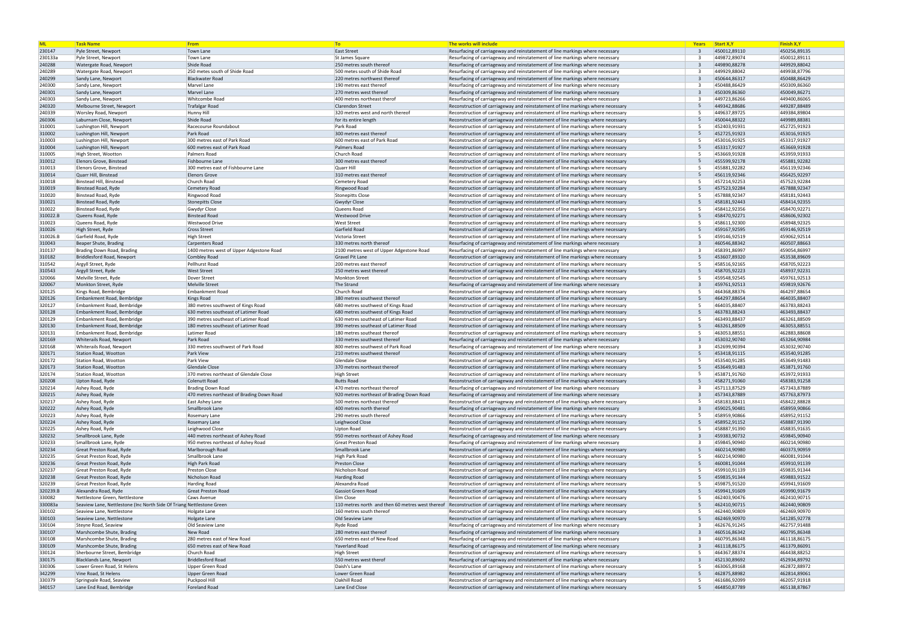| ML | Task Name | From | To | The works will include | Years | Start X,Y | Finish X,Y |
|---|---|---|---|---|---|---|---|
| 230147 | Pyle Street, Newport | Town Lane | East Street | Resurfacing of carriageway and reinstatement of line markings where necessary | 3 | 450012,89110 | 450256,89135 |
| 230133a | Pyle Street, Newport | Town Lane | St James Square | Resurfacing of carriageway and reinstatement of line markings where necessary | 3 | 449872,89074 | 450012,89111 |
| 240288 | Watergate Road, Newport | Shide Road | 250 metres south thereof | Resurfacing of carriageway and reinstatement of line markings where necessary | 3 | 449890,88278 | 449929,88042 |
| 240289 | Watergate Road, Newport | 250 metres south of Shide Road | 500 metes south of Shide Road | Resurfacing of carriageway and reinstatement of line markings where necessary | 3 | 449929,88042 | 449938,87796 |
| 240299 | Sandy Lane, Newport | Blackwater Road | 220 metres northwest thereof | Resurfacing of carriageway and reinstatement of line markings where necessary | 3 | 450644,86317 | 450488,86429 |
| 240300 | Sandy Lane, Newport | Marvel Lane | 190 metres east thereof | Resurfacing of carriageway and reinstatement of line markings where necessary | 3 | 450488,86429 | 450309,86360 |
| 240301 | Sandy Lane, Newport | Marvel Lane | 270 metres west thereof | Resurfacing of carriageway and reinstatement of line markings where necessary | 3 | 450309,86360 | 450049,86271 |
| 240303 | Sandy Lane, Newport | Whitcombe Road | 400 metres northeast therof | Resurfacing of carriageway and reinstatement of line markings where necessary | 3 | 449723,86266 | 449400,86065 |
| 240320 | Melbourne Street, Newport | Trafalgar Road | Clarendon Street | Reconstruction of carriageway and reinstatement of line markings where necessary | 5 | 449342,88686 | 449287,88489 |
| 240339 | Worsley Road, Newport | Hunny Hill | 320 metres west and north thereof | Reconstruction of carriageway and reinstatement of line markings where necessary | 5 | 449637,89725 | 449384,89804 |
| 260306 | Laburnam Close, Newport | Shide Road | for its entire length | Reconstruction of carriageway and reinstatement of line markings where necessary | 5 | 450044,88322 | 449989,88381 |
| 310001 | Lushington Hill, Newport | Racecourse Roundabout | Park Road | Reconstruction of carriageway and reinstatement of line markings where necessary | 5 | 452403,91931 | 452725,91923 |
| 310002 | Lushington Hill, Newport | Park Road | 300 metres east thereof | Reconstruction of carriageway and reinstatement of line markings where necessary | 5 | 452725,91923 | 453016,91925 |
| 310003 | Lushington Hill, Newport | 300 metres east of Park Road | 600 metres east of Park Road | Reconstruction of carriageway and reinstatement of line markings where necessary | 5 | 453016,91925 | 453317,91927 |
| 310004 | Lushington Hill, Newport | 600 metres east of Park Road | Palmers Road | Reconstruction of carriageway and reinstatement of line markings where necessary | 5 | 453317,91927 | 453669,91928 |
| 310005 | High Street, Wootton | Palmers Road | Church Road | Reconstruction of carriageway and reinstatement of line markings where necessary | 5 | 453669,91928 | 453959,91933 |
| 310012 | Elenors Grove, Binstead | Fishbourne Lane | 300 metres east thereof | Reconstruction of carriageway and reinstatement of line markings where necessary | 5 | 455599,92178 | 455881,92282 |
| 310013 | Elenors Grove, Binstead | 300 metres east of Fishbourne Lane | Quarr Hill | Reconstruction of carriageway and reinstatement of line markings where necessary | 5 | 455881,92282 | 456119,92346 |
| 310014 | Quarr Hill, Binstead | Elenors Grove | 310 metres east thereof | Reconstruction of carriageway and reinstatement of line markings where necessary | 5 | 456119,92346 | 456425,92297 |
| 310018 | Binstead Hill, Binstead | Church Road | Cemetery Road | Reconstruction of carriageway and reinstatement of line markings where necessary | 5 | 457214,92253 | 457523,92284 |
| 310019 | Binstead Road, Ryde | Cemetery Road | Ringwood Road | Reconstruction of carriageway and reinstatement of line markings where necessary | 5 | 457523,92284 | 457888,92347 |
| 310020 | Binstead Road, Ryde | Ringwood Road | Stonepitts Close | Reconstruction of carriageway and reinstatement of line markings where necessary | 5 | 457888,92347 | 458181,92443 |
| 310021 | Binstead Road, Ryde | Stonepitts Close | Gwydyr Close | Reconstruction of carriageway and reinstatement of line markings where necessary | 5 | 458181,92443 | 458414,92355 |
| 310022 | Binstead Road, Ryde | Gwydyr Close | Queens Road | Reconstruction of carriageway and reinstatement of line markings where necessary | 5 | 458412,92356 | 458470,92271 |
| 310022.B | Queens Road, Ryde | Binstead Road | Westwood Drive | Reconstruction of carriageway and reinstatement of line markings where necessary | 5 | 458470,92271 | 458606,92302 |
| 310023 | Queens Road, Ryde | Westwood Drive | West Street | Reconstruction of carriageway and reinstatement of line markings where necessary | 5 | 458611,92300 | 458948,92325 |
| 310026 | High Street, Ryde | Cross Street | Garfield Road | Reconstruction of carriageway and reinstatement of line markings where necessary | 5 | 459167,92595 | 459146,92519 |
| 310026.B | Garfield Road, Ryde | High Street | Victoria Street | Reconstruction of carriageway and reinstatement of line markings where necessary | 5 | 459146,92519 | 459062,92514 |
| 310043 | Beaper Shute, Brading | Carpenters Road | 330 metres north thereof | Resurfacing of carriageway and reinstatement of line markings where necessary | 3 | 460546,88342 | 460507,88663 |
| 310137 | Brading Down Road, Brading | 1400 metres west of Upper Adgestone Road | 2100 metres west of Upper Adgestone Road | Resurfacing of carriageway and reinstatement of line markings where necessary | 3 | 458391,86997 | 459054,86997 |
| 310182 | Briddlesford Road, Newport | Combley Road | Great Pit Lane | Reconstruction of carriageway and reinstatement of line markings where necessary | 5 | 453607,89320 | 453538,89609 |
| 310542 | Argyll Street, Ryde | Pellhurst Road | 200 metres east thereof | Reconstruction of carriageway and reinstatement of line markings where necessary | 5 | 458516,92165 | 458705,92223 |
| 310543 | Argyll Street, Ryde | West Street | 250 metres west thereof | Reconstruction of carriageway and reinstatement of line markings where necessary | 5 | 458705,92223 | 458937,92231 |
| 320066 | Melville Street, Ryde | Dover Street | Monkton Street | Reconstruction of carriageway and reinstatement of line markings where necessary | 5 | 459548,92545 | 459761,92513 |
| 320067 | Monkton Street, Ryde | Melville Street | The Strand | Resurfacing of carriageway and reinstatement of line markings where necessary | 3 | 459761,92513 | 459819,92676 |
| 320125 | Kings Road, Bembridge | Embankment Road | Church Road | Reconstruction of carriageway and reinstatement of line markings where necessary | 5 | 464368,88376 | 464297,88654 |
| 320126 | Embankment Road, Bembridge | Kings Road | 380 metres southwest thereof | Reconstruction of carriageway and reinstatement of line markings where necessary | 5 | 464297,88654 | 464035,88407 |
| 320127 | Embankment Road, Bembridge | 380 metres southwest of Kings Road | 680 metres southwest of Kings Road | Reconstruction of carriageway and reinstatement of line markings where necessary | 5 | 464035,88407 | 463783,88243 |
| 320128 | Embankment Road, Bembridge | 630 metres southeast of Latimer Road | 680 metres southwest of Kings Road | Reconstruction of carriageway and reinstatement of line markings where necessary | 5 | 463783,88243 | 463493,88437 |
| 320129 | Embankment Road, Bembridge | 390 metres southeast of Latimer Road | 630 metres southeast of Latimer Road | Reconstruction of carriageway and reinstatement of line markings where necessary | 5 | 463493,88437 | 463261,88509 |
| 320130 | Embankment Road, Bembridge | 180 metres southeast of Latimer Road | 390 metres southeast of Latimer Road | Reconstruction of carriageway and reinstatement of line markings where necessary | 5 | 463261,88509 | 463053,88551 |
| 320131 | Embankment Road, Bembridge | Latimer Road | 180 metres southeast thereof | Reconstruction of carriageway and reinstatement of line markings where necessary | 5 | 463053,88551 | 462883,88608 |
| 320169 | Whiterails Road, Newport | Park Road | 330 metres southwest thereof | Resurfacing of carriageway and reinstatement of line markings where necessary | 3 | 453032,90740 | 453264,90984 |
| 320168 | Whiterails Road, Newport | 330 metres southwest of Park Road | 800 metres southwest of Park Road | Resurfacing of carriageway and reinstatement of line markings where necessary | 3 | 452699,90394 | 453032,90740 |
| 320171 | Station Road, Wootton | Park View | 210 metres southwest thereof | Reconstruction of carriageway and reinstatement of line markings where necessary | 5 | 453418,91115 | 453540,91285 |
| 320172 | Station Road, Wootton | Park View | Glendale Close | Reconstruction of carriageway and reinstatement of line markings where necessary | 5 | 453540,91285 | 453649,91483 |
| 320173 | Station Road, Wootton | Glendale Close | 370 metres northeast thereof | Reconstruction of carriageway and reinstatement of line markings where necessary | 5 | 453649,91483 | 453871,91760 |
| 320174 | Station Road, Wootton | 370 metres northeast of Glendale Close | High Street | Reconstruction of carriageway and reinstatement of line markings where necessary | 5 | 453871,91760 | 453972,91933 |
| 320208 | Upton Road, Ryde | Colenutt Road | Butts Road | Reconstruction of carriageway and reinstatement of line markings where necessary | 5 | 458271,91060 | 458383,91258 |
| 320214 | Ashey Road, Ryde | Brading Down Road | 470 metres northeast thereof | Resurfacing of carriageway and reinstatement of line markings where necessary | 3 | 457113,87529 | 457343,87889 |
| 320215 | Ashey Road, Ryde | 470 metres northeast of Brading Down Road | 920 metres northeast of Brading Down Road | Resurfacing of carriageway and reinstatement of line markings where necessary | 3 | 457343,87889 | 457763,87973 |
| 320217 | Ashey Road, Ryde | East Ashey Lane | 500 metres northeast thereof | Reconstruction of carriageway and reinstatement of line markings where necessary | 5 | 458183,88411 | 458422,88828 |
| 320222 | Ashey Road, Ryde | Smallbrook Lane | 400 metres north thereof | Resurfacing of carriageway and reinstatement of line markings where necessary | 3 | 459025,90481 | 458959,90866 |
| 320223 | Ashey Road, Ryde | Rosemary Lane | 290 metres south thereof | Reconstruction of carriageway and reinstatement of line markings where necessary | 5 | 458959,90866 | 458952,91152 |
| 320224 | Ashey Road, Ryde | Rosemary Lane | Leighwood Close | Reconstruction of carriageway and reinstatement of line markings where necessary | 5 | 458952,91152 | 458887,91390 |
| 320225 | Ashey Road, Ryde | Leighwood Close | Upton Road | Reconstruction of carriageway and reinstatement of line markings where necessary | 5 | 458887,91390 | 458835,91635 |
| 320232 | Smallbrook Lane, Ryde | 440 metres northeast of Ashey Road | 950 metres northeast of Ashey Road | Resurfacing of carriageway and reinstatement of line markings where necessary | 3 | 459383,90732 | 459845,90940 |
| 320233 | Smallbrook Lane, Ryde | 950 metres northeast of Ashey Road | Great Preston Road | Resurfacing of carriageway and reinstatement of line markings where necessary | 3 | 459845,90940 | 460214,90980 |
| 320234 | Great Preston Road, Ryde | Marlborough Road | Smallbrook Lane | Reconstruction of carriageway and reinstatement of line markings where necessary | 5 | 460214,90980 | 460373,90959 |
| 320235 | Great Preston Road, Ryde | Smallbrook Lane | High Park Road | Reconstruction of carriageway and reinstatement of line markings where necessary | 5 | 460214,90980 | 460081,91044 |
| 320236 | Great Preston Road, Ryde | High Park Road | Preston Close | Reconstruction of carriageway and reinstatement of line markings where necessary | 5 | 460081,91044 | 459910,91139 |
| 320237 | Great Preston Road, Ryde | Preston Close | Nicholson Road | Reconstruction of carriageway and reinstatement of line markings where necessary | 5 | 459910,91139 | 459835,91344 |
| 320238 | Great Preston Road, Ryde | Nicholson Road | Harding Road | Reconstruction of carriageway and reinstatement of line markings where necessary | 5 | 459835,91344 | 459883,91522 |
| 320239 | Great Preston Road, Ryde | Harding Road | Alexandra Road | Reconstruction of carriageway and reinstatement of line markings where necessary | 5 | 459875,91520 | 459941,91609 |
| 320239.B | Alexandra Road, Ryde | Great Preston Road | Gassiot Green Road | Reconstruction of carriageway and reinstatement of line markings where necessary | 5 | 459941,91609 | 459990,91679 |
| 330082 | Nettlestone Green, Nettlestone | Caws Avenue | Elm Close | Reconstruction of carriageway and reinstatement of line markings where necessary | 5 | 462403,90476 | 462410,90715 |
| 330083a | Seaview Lane, Nettlestone (Inc North Side Of Triang Nettlestone Green | | 110 metres north and then 60 metres west thereof | Reconstruction of carriageway and reinstatement of line markings where necessary | 5 | 462410,90715 | 462440,90809 |
| 330102 | Seaview Lane, Nettlestone | Holgate Lane | 160 metres south thereof | Reconstruction of carriageway and reinstatement of line markings where necessary | 5 | 462440,90809 | 462469,90970 |
| 330103 | Seaview Lane, Nettlestone | Holgate Lane | Old Seaview Lane | Reconstruction of carriageway and reinstatement of line markings where necessary | 5 | 462469,90970 | 541285,92778 |
| 330104 | Steyne Road, Seaview | Old Seaview Lane | Ryde Road | Resurfacing of carriageway and reinstatement of line markings where necessary | 3 | 462676,91245 | 462757,91488 |
| 330107 | Marshcombe Shute, Brading | New Road | 280 metres east thereof | Resurfacing of carriageway and reinstatement of line markings where necessary | 3 | 460516,86342 | 460795,86348 |
| 330108 | Marshcombe Shute, Brading | 280 metres east of New Road | 650 metres east of New Road | Resurfacing of carriageway and reinstatement of line markings where necessary | 3 | 460795,86348 | 461118,86175 |
| 330109 | Marshcombe Shute, Brading | 650 metres east of New Road | Yaverland Road | Resurfacing of carriageway and reinstatement of line markings where necessary | 3 | 461118,86175 | 461379,86091 |
| 330124 | Sherbourne Street, Bembridge | Church Road | High Street | Reconstruction of carriageway and reinstatement of line markings where necessary | 5 | 464367,88374 | 464438,88252 |
| 330175 | Blacklands Lane, Newport | Briddlesford Road | 550 metres west thereof | Resurfacing of carriageway and reinstatement of line markings where necessary | 3 | 452130,89692 | 452934,89792 |
| 330306 | Lower Green Road, St Helens | Upper Green Road | Daish's Lane | Reconstruction of carriageway and reinstatement of line markings where necessary | 5 | 463065,89168 | 462872,88972 |
| 342299 | Vine Road, St Helens | Upper Green Road | Lower Green Road | Reconstruction of carriageway and reinstatement of line markings where necessary | 5 | 462875,88982 | 462814,89061 |
| 330379 | Springvale Road, Seaview | Puckpool Hill | Oakhill Road | Reconstruction of carriageway and reinstatement of line markings where necessary | 5 | 461686,92099 | 462057,91918 |
| 340157 | Lane End Road, Bembridge | Foreland Road | Lane End Close | Reconstruction of carriageway and reinstatement of line markings where necessary | 5 | 464850,87789 | 465138,87867 |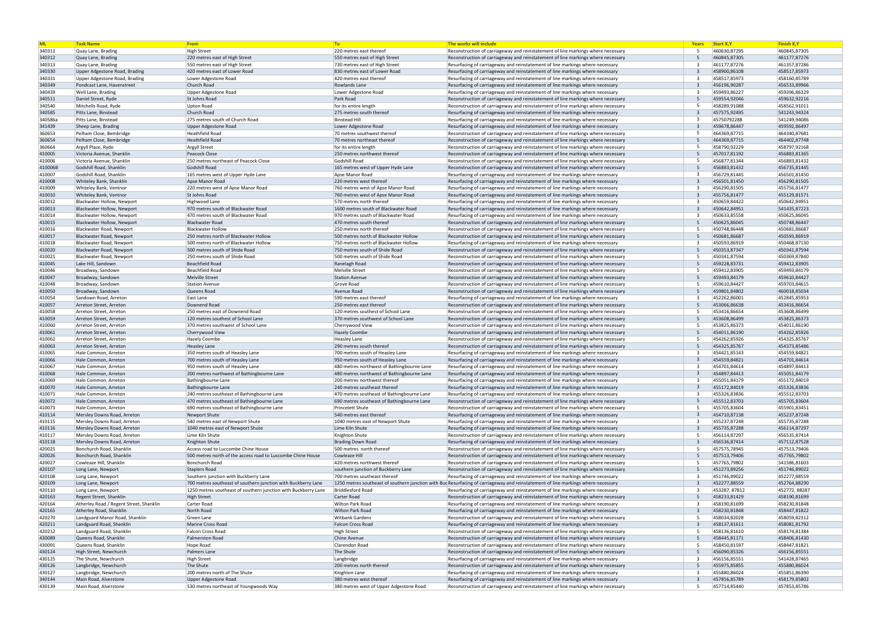| ML | Task Name | From | To | The works will include | Years | Start X,Y | Finish X,Y |
|---|---|---|---|---|---|---|---|
| 340311 | Quay Lane, Brading | High Street | 220 metres east thereof | Reconstruction of carriageway and reinstatement of line markings where necessary | 5 | 460630,87295 | 460845,87305 |
| 340312 | Quay Lane, Brading | 220 metres east of High Street | 550 metres east of High Street | Reconstruction of carriageway and reinstatement of line markings where necessary | 5 | 460845,87305 | 461177,87276 |
| 340313 | Quay Lane, Brading | 550 metres east of High Street | 730 metres east of High Street | Resurfacing of carriageway and reinstatement of line markings where necessary | 3 | 461177,87276 | 461357,87286 |
| 340330 | Upper Adgestone Road, Brading | 420 metres east of Lower Road | 830 metres east of Lower Road | Resurfacing of carriageway and reinstatement of line markings where necessary | 3 | 458900,86108 | 458517,85973 |
| 340331 | Upper Adgestone Road, Brading | Lower Adgestone Road | 420 metres east thereof | Resurfacing of carriageway and reinstatement of line markings where necessary | 3 | 458517,85973 | 458160,85789 |
| 340349 | Pondcast Lane, Havenstreet | Church Road | Rowlands Lane | Resurfacing of carriageway and reinstatement of line markings where necessary | 3 | 456196,90287 | 456533,89966 |
| 340439 | Well Lane, Brading | Upper Adgestone Road | Lower Adgestone Road | Resurfacing of carriageway and reinstatement of line markings where necessary | 3 | 459493,86227 | 459396,86329 |
| 340511 | Daniel Street, Ryde | St Johns Road | Park Road | Reconstruction of carriageway and reinstatement of line markings where necessary | 5 | 459554,92046 | 459632,92216 |
| 340540 | Mitchells Road, Ryde | Upton Road | for its entire length | Reconstruction of carriageway and reinstatement of line markings where necessary | 5 | 458289,91088 | 458562,91011 |
| 340585 | Pitts Lane, Binstead | Church Road | 275 metres south thereof | Resurfacing of carriageway and reinstatement of line markings where necessary | 3 | 457575,92495 | 541243,94324 |
| 340586a | Pitts Lane, Binstead | 275 metres south of Church Road | Binstead Hill | Resurfacing of carriageway and reinstatement of line markings where necessary | 3 | 45750792288 | 541249,94086 |
| 341439 | Sheep Lane, Brading | Upper Adgestone Road | Lower Adgestone Road | Resurfacing of carriageway and reinstatement of line markings where necessary | 3 | 459678,86447 | 459592,86497 |
| 360653 | Pelham Close, Bembridge | Heathfield Road | 70 metres southwest thereof | Reconstruction of carriageway and reinstatement of line markings where necessary | 5 | 464369,87715 | 464340,87681 |
| 360654 | Pelham Close, Bembridge | Heathfield Road | 70 metres northeast thereof | Reconstruction of carriageway and reinstatement of line markings where necessary | 5 | 464369,87715 | 464402,87748 |
| 360664 | Argyll Place, Ryde | Argyll Street | for its entire length | Reconstruction of carriageway and reinstatement of line markings where necessary | 5 | 458790,92229 | 458797,92168 |
| 410005 | Victoria Avenue, Shanklin | Peacock Close | 250 metres northwest thereof | Reconstruction of carriageway and reinstatement of line markings where necessary | 5 | 457017,81192 | 456883,81365 |
| 410006 | Victoria Avenue, Shanklin | 250 metres northeast of Peacock Close | Godshill Road | Reconstruction of carriageway and reinstatement of line markings where necessary | 5 | 456877,81344 | 456883,81432 |
| 410006B | Godshill Road, Shanklin | Godshill Road | 165 metres west of Upper Hyde Lane | Reconstruction of carriageway and reinstatement of line markings where necessary | 5 | 456883,81432 | 456735,81445 |
| 410007 | Godshill Road, Shanklin | 165 metres west of Upper Hyde Lane | Apse Manor Road | Resurfacing of carriageway and reinstatement of line markings where necessary | 3 | 456729,81445 | 456501,81450 |
| 410008 | Whiteley Bank, Shanklin | Apse Manor Road | 220 metres west thereof | Resurfacing of carriageway and reinstatement of line markings where necessary | 3 | 456501,81450 | 456290,81505 |
| 410009 | Whiteley Bank, Ventnor | 220 metres west of Apse Manor Road | 760 metres west of Apse Manor Road | Resurfacing of carriageway and reinstatement of line markings where necessary | 3 | 456290,81505 | 455756,81477 |
| 410010 | Whiteley Bank, Ventnor | St Johns Road | 760 metres west of Apse Manor Road | Resurfacing of carriageway and reinstatement of line markings where necessary | 3 | 455756,81477 | 455129,81571 |
| 410012 | Blackwater Hollow, Newport | Highwood Lane | 570 metres north thereof | Resurfacing of carriageway and reinstatement of line markings where necessary | 3 | 450659,84422 | 450642,84951 |
| 410013 | Blackwater Hollow, Newport | 970 metres south of Blackwater Road | 1600 metres south of Blackwater Road | Resurfacing of carriageway and reinstatement of line markings where necessary | 3 | 450642,84951 | 541435,87223 |
| 410014 | Blackwater Hollow, Newport | 470 metres south of Blackwater Road | 970 metres south of Blackwater Road | Resurfacing of carriageway and reinstatement of line markings where necessary | 3 | 450633,85558 | 450625,86045 |
| 410015 | Blackwater Hollow, Newport | Blackwater Road | 470 metres south thereof | Reconstruction of carriageway and reinstatement of line markings where necessary | 5 | 450625,86045 | 450748,86447 |
| 410016 | Blackwater Road, Newport | Blackwater Hollow | 250 metres north thereof | Reconstruction of carriageway and reinstatement of line markings where necessary | 5 | 450748,86448 | 450681,86687 |
| 410017 | Blackwater Road, Newport | 250 metres north of Blackwater Hollow | 500 metres north of Blackwater Hollow | Reconstruction of carriageway and reinstatement of line markings where necessary | 5 | 450681,86687 | 450593,86919 |
| 410018 | Blackwater Road, Newport | 500 metres north of Blackwater Hollow | 750 metres north of Blackwater Hollow | Resurfacing of carriageway and reinstatement of line markings where necessary | 3 | 450593,86919 | 450468,87130 |
| 410020 | Blackwater Road, Newport | 500 metres south of Shide Road | 750 metres south of Shide Road | Reconstruction of carriageway and reinstatement of line markings where necessary | 5 | 450353,87347 | 450341,87594 |
| 410021 | Blackwater Road, Newport | 250 metres south of Shide Road | 500 metres south of Shide Road | Reconstruction of carriageway and reinstatement of line markings where necessary | 5 | 450341,87594 | 450369,87840 |
| 410045 | Lake Hill, Sandown | Beachfield Road | Ranelagh Road | Reconstruction of carriageway and reinstatement of line markings where necessary | 5 | 459228,83731 | 459412,83905 |
| 410046 | Broadway, Sandown | Beachfield Road | Melville Street | Reconstruction of carriageway and reinstatement of line markings where necessary | 5 | 459412,83905 | 459493,84179 |
| 410047 | Broadway, Sandown | Melville Street | Station Avenue | Reconstruction of carriageway and reinstatement of line markings where necessary | 5 | 459493,84179 | 459610,84427 |
| 410048 | Broadway, Sandown | Station Avenue | Grove Road | Reconstruction of carriageway and reinstatement of line markings where necessary | 5 | 459610,84427 | 459703,84615 |
| 410050 | Broadway, Sandown | Queens Road | Avenue Road | Reconstruction of carriageway and reinstatement of line markings where necessary | 5 | 459801,84802 | 460018,85034 |
| 410054 | Sandown Road, Arreton | East Lane | 590 metres east thereof | Resurfacing of carriageway and reinstatement of line markings where necessary | 3 | 452262,86001 | 452845,85953 |
| 410057 | Arreton Street, Arreton | Downend Road | 250 metres east thereof | Reconstruction of carriageway and reinstatement of line markings where necessary | 5 | 453066,86638 | 453416,86654 |
| 410058 | Arreton Street, Arreton | 250 metres east of Downend Road | 120 metres southest of School Lane | Reconstruction of carriageway and reinstatement of line markings where necessary | 5 | 453416,86654 | 453608,86499 |
| 410059 | Arreton Street, Arreton | 120 metres southest of School Lane | 370 metres southwest of School Lane | Reconstruction of carriageway and reinstatement of line markings where necessary | 5 | 453608,86499 | 453825,86373 |
| 410060 | Arreton Street, Arreton | 370 metres southwest of School Lane | Cherrywood View | Reconstruction of carriageway and reinstatement of line markings where necessary | 5 | 453825,86373 | 454011,86190 |
| 410061 | Arreton Street, Arreton | Cherrywood View | Hazely Coombe | Reconstruction of carriageway and reinstatement of line markings where necessary | 5 | 454011,86190 | 454262,85926 |
| 410062 | Arreton Street, Arreton | Hazely Coombe | Heasley Lane | Reconstruction of carriageway and reinstatement of line markings where necessary | 5 | 454262,85926 | 454325,85767 |
| 410063 | Arreton Street, Arreton | Heasley Lane | 290 metres south thereof | Reconstruction of carriageway and reinstatement of line markings where necessary | 5 | 454325,85767 | 454373,85486 |
| 410065 | Hale Common, Arreton | 350 metres south of Heasley Lane | 700 metres south of Heasley Lane | Resurfacing of carriageway and reinstatement of line markings where necessary | 3 | 454421,85143 | 454559,84821 |
| 410066 | Hale Common, Arreton | 700 metres south of Heasley Lane | 950 metres south of Heasley Lane | Resurfacing of carriageway and reinstatement of line markings where necessary | 3 | 454559,84821 | 454701,84614 |
| 410067 | Hale Common, Arreton | 950 metres south of Heasley Lane | 480 metres northwest of Bathingbourne Lane | Resurfacing of carriageway and reinstatement of line markings where necessary | 3 | 454701,84614 | 454897,84413 |
| 410068 | Hale Common, Arreton | 200 metres northwest of Bathingbourne Lane | 480 metres northwest of Bathingbourne Lane | Resurfacing of carriageway and reinstatement of line markings where necessary | 3 | 454897,84413 | 455051,84179 |
| 410069 | Hale Common, Arreton | Bathingbourne Lane | 200 metres northwest thereof | Resurfacing of carriageway and reinstatement of line markings where necessary | 3 | 455051,84179 | 455172,84019 |
| 410070 | Hale Common, Arreton | Bathingbourne Lane | 240 metres southeast thereof | Resurfacing of carriageway and reinstatement of line markings where necessary | 3 | 455172,84019 | 455326,83836 |
| 410071 | Hale Common, Arreton | 240 metres southeast of Bathingbourne Lane | 470 metres southeast of Bathingbourne Lane | Resurfacing of carriageway and reinstatement of line markings where necessary | 3 | 455326,83836 | 455512,83703 |
| 410072 | Hale Common, Arreton | 470 metres southeast of Bathingbourne Lane | 690 metres southeast of Bathingbourne Lane | Reconstruction of carriageway and reinstatement of line markings where necessary | 5 | 455512,83703 | 455705,83604 |
| 410073 | Hale Common, Arreton | 690 metres southeast of Bathingbourne Lane | Princelett Shute | Reconstruction of carriageway and reinstatement of line markings where necessary | 5 | 455705,83604 | 455901,83451 |
| 410114 | Mersley Downs Road, Arreton | Newport Shute | 540 metres east thereof | Resurfacing of carriageway and reinstatement of line markings where necessary | 3 | 454710,87138 | 455237,87248 |
| 410115 | Mersley Downs Road, Arreton | 540 metres east of Newport Shute | 1040 metres east of Newport Shute | Resurfacing of carriageway and reinstatement of line markings where necessary | 3 | 455237,87248 | 455735,87288 |
| 410116 | Mersley Downs Road, Arreton | 1040 metres east of Newport Shute | Lime Kiln Shute | Resurfacing of carriageway and reinstatement of line markings where necessary | 3 | 455735,87288 | 456114,87297 |
| 410117 | Mersley Downs Road, Arreton | Lime Kiln Shute | Knighton Shute | Reconstruction of carriageway and reinstatement of line markings where necessary | 5 | 456114,87297 | 456535,87414 |
| 410118 | Mersley Downs Road, Arreton | Knighton Shute | Brading Down Road | Resurfacing of carriageway and reinstatement of line markings where necessary | 3 | 456536,87414 | 457112,87528 |
| 420025 | Bonchurch Road, Shanklin | Access road to Luccombe Chine House | 500 metres north thereof | Reconstruction of carriageway and reinstatement of line markings where necessary | 5 | 457575,78945 | 457513,79406 |
| 420026 | Bonchurch Road, Shanklin | 500 metres north of the access road to Luccombe Chine House | Cowleaze Hill | Reconstruction of carriageway and reinstatement of line markings where necessary | 5 | 457513,79406 | 457765,79802 |
| 420027 | Cowleaze Hill, Shanklin | Bonchurch Road | 420 metres northwest thereof | Reconstruction of carriageway and reinstatement of line markings where necessary | 5 | 457765,79802 | 541586,81603 |
| 420107 | Long Lane, Newport | Staplers Road | southern junction of Buckberry Lane | Reconstruction of carriageway and reinstatement of line markings where necessary | 5 | 451273,89256 | 451746,89022 |
| 420108 | Long Lane, Newport | Southern junction with Buckberry Lane | 700 metres southeast thereof | Resurfacing of carriageway and reinstatement of line markings where necessary | 3 | 451746,89022 | 452277,88559 |
| 420109 | Long Lane, Newport | 700 metres southeast of southern junction with Buckberry Lane | 1250 metres southeast of southern junction with Buc | Resurfacing of carriageway and reinstatement of line markings where necessary | 3 | 452277,88559 | 452764,88290 |
| 420110 | Long Lane, Newport | 1250 metres southeast of southern junction with Buckberry Lane | Briddlesford Road | Resurfacing of carriageway and reinstatement of line markings where necessary | 3 | 453287, 87812 | 452772, 88287 |
| 420163 | Regent Street, Shanklin | High Street | Carter Road | Reconstruction of carriageway and reinstatement of line markings where necessary | 5 | 458233,81429 | 458190,81699 |
| 420164 | Atherley Road / Regent Street, Shanklin | Carter Road | Wilton Park Road | Resurfacing of carriageway and reinstatement of line markings where necessary | 3 | 458190,81699 | 458230,81848 |
| 420165 | Atherley Road, Shanklin | North Road | Wilton Park Road | Resurfacing of carriageway and reinstatement of line markings where necessary | 3 | 458230,81848 | 458447,81822 |
| 420270 | Landguard Manor Road, Shanklin | Green Lane | Witbank Gardens | Reconstruction of carriageway and reinstatement of line markings where necessary | 5 | 458034,82028 | 458059,82312 |
| 420211 | Landguard Road, Shanklin | Marine Cross Road | Falcon Cross Road | Resurfacing of carriageway and reinstatement of line markings where necessary | 3 | 458137,81611 | 458081,81792 |
| 420212 | Landguard Road, Shanklin | Falcon Cross Road | High Street | Reconstruction of carriageway and reinstatement of line markings where necessary | 5 | 458136,81610 | 458174,81384 |
| 430089 | Queens Road, Shanklin | Palmerston Road | Chine Avenue | Reconstruction of carriageway and reinstatement of line markings where necessary | 5 | 458445,81171 | 458406,81430 |
| 430091 | Queens Road, Shanklin | Hope Road | Clarendon Road | Reconstruction of carriageway and reinstatement of line markings where necessary | 5 | 458450,81597 | 458447,81821 |
| 430124 | High Street, Newchurch | Palmers Lane | The Shute | Reconstruction of carriageway and reinstatement of line markings where necessary | 5 | 456090,85326 | 456156,85551 |
| 430125 | The Shute, Newchurch | High Street | Langbridge | Resurfacing of carriageway and reinstatement of line markings where necessary | 3 | 456156,85551 | 541428,87465 |
| 430126 | Langbridge, Newchurch | The Shute | 200 metres north thereof | Reconstruction of carriageway and reinstatement of line markings where necessary | 5 | 455975,85855 | 455880,86024 |
| 430127 | Langbridge, Newchurch | 200 metres north of The Shute | Knighton Lane | Resurfacing of carriageway and reinstatement of line markings where necessary | 3 | 455880,86024 | 455851,86390 |
| 340144 | Main Road, Alverstone | Upper Adgestone Road | 380 metres west thereof | Resurfacing of carriageway and reinstatement of line markings where necessary | 3 | 457856,85789 | 458179,85802 |
| 430139 | Main Road, Alverstone | 530 metres northeast of Youngwoods Way | 380 metres west of Upper Adgestone Road | Reconstruction of carriageway and reinstatement of line markings where necessary | 5 | 457714,85440 | 457853,85786 |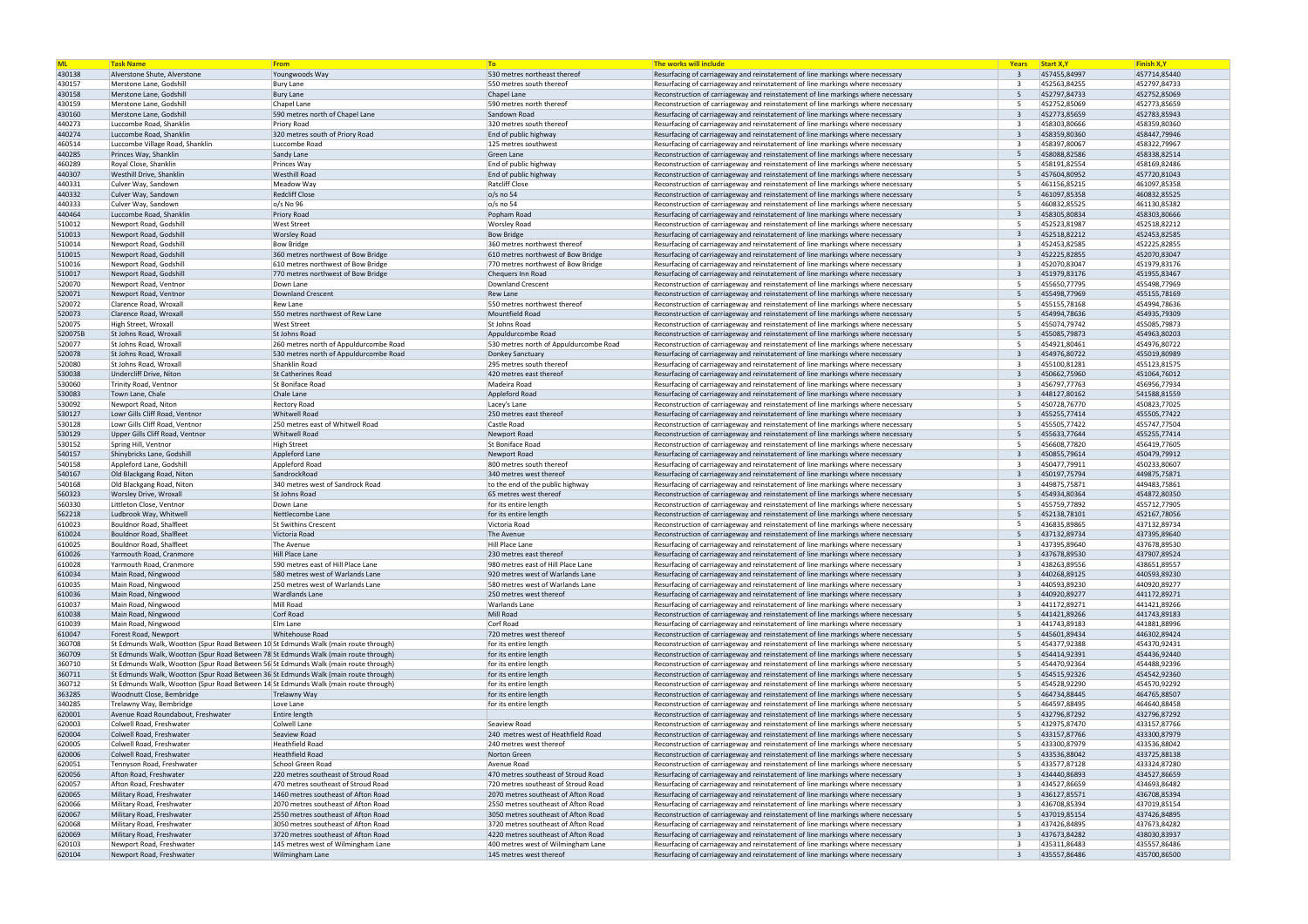| ML | Task Name | From | To | The works will include | Years | Start X,Y | Finish X,Y |
|---|---|---|---|---|---|---|---|
| 430138 | Alverstone Shute, Alverstone | Youngwoods Way | 530 metres northeast thereof | Resurfacing of carriageway and reinstatement of line markings where necessary | 3 | 457455,84997 | 457714,85440 |
| 430157 | Merstone Lane, Godshill | Bury Lane | 550 metres south thereof | Resurfacing of carriageway and reinstatement of line markings where necessary | 3 | 452563,84255 | 452797,84733 |
| 430158 | Merstone Lane, Godshill | Bury Lane | Chapel Lane | Reconstruction of carriageway and reinstatement of line markings where necessary | 5 | 452797,84733 | 452752,85069 |
| 430159 | Merstone Lane, Godshill | Chapel Lane | 590 metres north thereof | Reconstruction of carriageway and reinstatement of line markings where necessary | 5 | 452752,85069 | 452773,85659 |
| 430160 | Merstone Lane, Godshill | 590 metres north of Chapel Lane | Sandown Road | Resurfacing of carriageway and reinstatement of line markings where necessary | 3 | 452773,85659 | 452783,85943 |
| 440273 | Luccombe Road, Shanklin | Priory Road | 320 metres south thereof | Resurfacing of carriageway and reinstatement of line markings where necessary | 3 | 458303,80666 | 458359,80360 |
| 440274 | Luccombe Road, Shanklin | 320 metres south of Priory Road | End of public highway | Resurfacing of carriageway and reinstatement of line markings where necessary | 3 | 458359,80360 | 458447,79946 |
| 460514 | Luccombe Village Road, Shanklin | Luccombe Road | 125 metres southwest | Resurfacing of carriageway and reinstatement of line markings where necessary | 3 | 458397,80067 | 458322,79967 |
| 440285 | Princes Way, Shanklin | Sandy Lane | Green Lane | Reconstruction of carriageway and reinstatement of line markings where necessary | 5 | 458088,82586 | 458338,82514 |
| 460289 | Royal Close, Shanklin | Princes Way | End of public highway | Reconstruction of carriageway and reinstatement of line markings where necessary | 5 | 458191,82554 | 458169,82486 |
| 440307 | Westhill Drive, Shanklin | Westhill Road | End of public highway | Reconstruction of carriageway and reinstatement of line markings where necessary | 5 | 457604,80952 | 457720,81043 |
| 440331 | Culver Way, Sandown | Meadow Way | Ratcliff Close | Reconstruction of carriageway and reinstatement of line markings where necessary | 5 | 461156,85215 | 461097,85358 |
| 440332 | Culver Way, Sandown | Redcliff Close | o/s no 54 | Reconstruction of carriageway and reinstatement of line markings where necessary | 5 | 461097,85358 | 460832,85525 |
| 440333 | Culver Way, Sandown | o/s No 96 | o/s no 54 | Reconstruction of carriageway and reinstatement of line markings where necessary | 5 | 460832,85525 | 461130,85382 |
| 440464 | Luccombe Road, Shanklin | Priory Road | Popham Road | Resurfacing of carriageway and reinstatement of line markings where necessary | 3 | 458305,80834 | 458303,80666 |
| 510012 | Newport Road, Godshill | West Street | Worsley Road | Reconstruction of carriageway and reinstatement of line markings where necessary | 5 | 452523,81987 | 452518,82212 |
| 510013 | Newport Road, Godshill | Worsley Road | Bow Bridge | Resurfacing of carriageway and reinstatement of line markings where necessary | 3 | 452518,82212 | 452453,82585 |
| 510014 | Newport Road, Godshill | Bow Bridge | 360 metres northwest thereof | Resurfacing of carriageway and reinstatement of line markings where necessary | 3 | 452453,82585 | 452225,82855 |
| 510015 | Newport Road, Godshill | 360 metres northwest of Bow Bridge | 610 metres northwest of Bow Bridge | Resurfacing of carriageway and reinstatement of line markings where necessary | 3 | 452225,82855 | 452070,83047 |
| 510016 | Newport Road, Godshill | 610 metres northwest of Bow Bridge | 770 metres northwest of Bow Bridge | Resurfacing of carriageway and reinstatement of line markings where necessary | 3 | 452070,83047 | 451979,83176 |
| 510017 | Newport Road, Godshill | 770 metres northwest of Bow Bridge | Chequers Inn Road | Resurfacing of carriageway and reinstatement of line markings where necessary | 3 | 451979,83176 | 451955,83467 |
| 520070 | Newport Road, Ventnor | Down Lane | Downland Crescent | Reconstruction of carriageway and reinstatement of line markings where necessary | 5 | 455650,77795 | 455498,77969 |
| 520071 | Newport Road, Ventnor | Downland Crescent | Rew Lane | Reconstruction of carriageway and reinstatement of line markings where necessary | 5 | 455498,77969 | 455155,78169 |
| 520072 | Clarence Road, Wroxall | Rew Lane | 550 metres northwest thereof | Reconstruction of carriageway and reinstatement of line markings where necessary | 5 | 455155,78168 | 454994,78636 |
| 520073 | Clarence Road, Wroxall | 550 metres northwest of Rew Lane | Mountfield Road | Reconstruction of carriageway and reinstatement of line markings where necessary | 5 | 454994,78636 | 454935,79309 |
| 520075 | High Street, Wroxall | West Street | St Johns Road | Reconstruction of carriageway and reinstatement of line markings where necessary | 5 | 455074,79742 | 455085,79873 |
| 520075B | St Johns Road, Wroxall | St Johns Road | Appuldurcombe Road | Reconstruction of carriageway and reinstatement of line markings where necessary | 5 | 455085,79873 | 454963,80203 |
| 520077 | St Johns Road, Wroxall | 260 metres north of Appuldurcombe Road | 530 metres north of Appuldurcombe Road | Reconstruction of carriageway and reinstatement of line markings where necessary | 5 | 454921,80461 | 454976,80722 |
| 520078 | St Johns Road, Wroxall | 530 metres north of Appuldurcombe Road | Donkey Sanctuary | Resurfacing of carriageway and reinstatement of line markings where necessary | 3 | 454976,80722 | 455019,80989 |
| 520080 | St Johns Road, Wroxall | Shanklin Road | 295 metres south thereof | Resurfacing of carriageway and reinstatement of line markings where necessary | 3 | 455100,81281 | 455123,81575 |
| 530038 | Undercliff Drive, Niton | St Catherines Road | 420 metres east thereof | Resurfacing of carriageway and reinstatement of line markings where necessary | 3 | 450662,75960 | 451064,76012 |
| 530060 | Trinity Road, Ventnor | St Boniface Road | Madeira Road | Resurfacing of carriageway and reinstatement of line markings where necessary | 3 | 456797,77763 | 456956,77934 |
| 530083 | Town Lane, Chale | Chale Lane | Appleford Road | Resurfacing of carriageway and reinstatement of line markings where necessary | 3 | 448127,80162 | 541588,81559 |
| 530092 | Newport Road, Niton | Rectory Road | Lacey's Lane | Reconstruction of carriageway and reinstatement of line markings where necessary | 5 | 450728,76770 | 450823,77025 |
| 530127 | Lowr Gills Cliff Road, Ventnor | Whitwell Road | 250 metres east thereof | Resurfacing of carriageway and reinstatement of line markings where necessary | 3 | 455255,77414 | 455505,77422 |
| 530128 | Lowr Gills Cliff Road, Ventnor | 250 metres east of Whitwell Road | Castle Road | Reconstruction of carriageway and reinstatement of line markings where necessary | 5 | 455505,77422 | 455747,77504 |
| 530129 | Upper Gills Cliff Road, Ventnor | Whitwell Road | Newport Road | Reconstruction of carriageway and reinstatement of line markings where necessary | 5 | 455633,77644 | 455255,77414 |
| 530152 | Spring Hill, Ventnor | High Street | St Boniface Road | Reconstruction of carriageway and reinstatement of line markings where necessary | 5 | 456608,77820 | 456419,77605 |
| 540157 | Shinybricks Lane, Godshill | Appleford Lane | Newport Road | Resurfacing of carriageway and reinstatement of line markings where necessary | 3 | 450855,79614 | 450479,79912 |
| 540158 | Appleford Lane, Godshill | Appleford Road | 800 metres south thereof | Resurfacing of carriageway and reinstatement of line markings where necessary | 3 | 450477,79911 | 450233,80607 |
| 540167 | Old Blackgang Road, Niton | SandrockRoad | 340 metres westward | Resurfacing of carriageway and reinstatement of line markings where necessary | 3 | 450197,75794 | 449875,75871 |
| 540168 | Old Blackgang Road, Niton | 340 metres west of Sandrock Road | to the end of the public highway | Resurfacing of carriageway and reinstatement of line markings where necessary | 3 | 449875,75871 | 449483,75861 |
| 560323 | Worsley Drive, Wroxall | St Johns Road | 65 metres west thereof | Reconstruction of carriageway and reinstatement of line markings where necessary | 5 | 454934,80364 | 454872,80350 |
| 560330 | Littleton Close, Ventnor | Down Lane | for its entire length | Reconstruction of carriageway and reinstatement of line markings where necessary | 5 | 455759,77892 | 455712,77905 |
| 562218 | Ludbrook Way, Whitwell | Nettlecombe Lane | for its entire length | Reconstruction of carriageway and reinstatement of line markings where necessary | 5 | 452138,78101 | 452167,78056 |
| 610023 | Bouldnor Road, Shalfleet | St Swithins Crescent | Victoria Road | Reconstruction of carriageway and reinstatement of line markings where necessary | 5 | 436835,89865 | 437132,89734 |
| 610024 | Bouldnor Road, Shalfleet | Victoria Road | The Avenue | Reconstruction of carriageway and reinstatement of line markings where necessary | 5 | 437132,89734 | 437395,89640 |
| 610025 | Bouldnor Road, Shalfleet | The Avenue | Hill Place Lane | Resurfacing of carriageway and reinstatement of line markings where necessary | 3 | 437395,89640 | 437678,89530 |
| 610026 | Yarmouth Road, Cranmore | Hill Place Lane | 230 metres east thereof | Resurfacing of carriageway and reinstatement of line markings where necessary | 3 | 437678,89530 | 437907,89524 |
| 610028 | Yarmouth Road, Cranmore | 590 metres east of Hill Place Lane | 980 metres east of Hill Place Lane | Resurfacing of carriageway and reinstatement of line markings where necessary | 3 | 438263,89556 | 438651,89557 |
| 610034 | Main Road, Ningwood | 580 metres west of Warlands Lane | 920 metres west of Warlands Lane | Resurfacing of carriageway and reinstatement of line markings where necessary | 3 | 440268,89125 | 440593,89230 |
| 610035 | Main Road, Ningwood | 250 metres west of Warlands Lane | 580 metres west of Warlands Lane | Resurfacing of carriageway and reinstatement of line markings where necessary | 3 | 440593,89230 | 440920,89277 |
| 610036 | Main Road, Ningwood | Wardlands Lane | 250 metres west thereof | Resurfacing of carriageway and reinstatement of line markings where necessary | 3 | 440920,89277 | 441172,89271 |
| 610037 | Main Road, Ningwood | Mill Road | Warlands Lane | Resurfacing of carriageway and reinstatement of line markings where necessary | 3 | 441172,89271 | 441421,89266 |
| 610038 | Main Road, Ningwood | Corf Road | Mill Road | Reconstruction of carriageway and reinstatement of line markings where necessary | 5 | 441421,89266 | 441743,89183 |
| 610039 | Main Road, Ningwood | Elm Lane | Corf Road | Resurfacing of carriageway and reinstatement of line markings where necessary | 3 | 441743,89183 | 441881,88996 |
| 610047 | Forest Road, Newport | Whitehouse Road | 720 metres west thereof | Reconstruction of carriageway and reinstatement of line markings where necessary | 5 | 445601,89434 | 446302,89424 |
| 360708 | St Edmunds Walk, Wootton (Spur Road Between 10 St Edmunds Walk (main route through) | | for its entire length | Reconstruction of carriageway and reinstatement of line markings where necessary | 5 | 454377,92388 | 454370,92431 |
| 360709 | St Edmunds Walk, Wootton (Spur Road Between 78 St Edmunds Walk (main route through) | | for its entire length | Reconstruction of carriageway and reinstatement of line markings where necessary | 5 | 454414,92391 | 454436,92440 |
| 360710 | St Edmunds Walk, Wootton (Spur Road Between 56 St Edmunds Walk (main route through) | | for its entire length | Reconstruction of carriageway and reinstatement of line markings where necessary | 5 | 454470,92364 | 454488,92396 |
| 360711 | St Edmunds Walk, Wootton (Spur Road Between 36 St Edmunds Walk (main route through) | | for its entire length | Reconstruction of carriageway and reinstatement of line markings where necessary | 5 | 454515,92326 | 454542,92360 |
| 360712 | St Edmunds Walk, Wootton (Spur Road Between 14 St Edmunds Walk (main route through) | | for its entire length | Reconstruction of carriageway and reinstatement of line markings where necessary | 5 | 454528,92290 | 454570,92292 |
| 363285 | Woodnutt Close, Bembridge | Trelawny Way | for its entire length | Reconstruction of carriageway and reinstatement of line markings where necessary | 5 | 464734,88445 | 464765,88507 |
| 340285 | Trelawny Way, Bembridge | Love Lane | for its entire length | Reconstruction of carriageway and reinstatement of line markings where necessary | 5 | 464597,88495 | 464640,88458 |
| 620001 | Avenue Road Roundabout, Freshwater | Entire length | | Reconstruction of carriageway and reinstatement of line markings where necessary | 5 | 432796,87292 | 432796,87292 |
| 620003 | Colwell Road, Freshwater | Colwell Lane | Seaview Road | Reconstruction of carriageway and reinstatement of line markings where necessary | 5 | 432975,87470 | 433157,87766 |
| 620004 | Colwell Road, Freshwater | Seaview Road | 240 metres west of Heathfield Road | Reconstruction of carriageway and reinstatement of line markings where necessary | 5 | 433157,87766 | 433300,87979 |
| 620005 | Colwell Road, Freshwater | Heathfield Road | 240 metres west thereof | Reconstruction of carriageway and reinstatement of line markings where necessary | 5 | 433300,87979 | 433536,88042 |
| 620006 | Colwell Road, Freshwater | Heathfield Road | Norton Green | Reconstruction of carriageway and reinstatement of line markings where necessary | 5 | 433536,88042 | 433725,88138 |
| 620051 | Tennyson Road, Freshwater | School Green Road | Avenue Road | Reconstruction of carriageway and reinstatement of line markings where necessary | 5 | 433577,87128 | 433324,87280 |
| 620056 | Afton Road, Freshwater | 220 metres southeast of Stroud Road | 470 metres southeast of Stroud Road | Resurfacing of carriageway and reinstatement of line markings where necessary | 3 | 434440,86893 | 434527,86659 |
| 620057 | Afton Road, Freshwater | 470 metres southeast of Stroud Road | 720 metres southeast of Stroud Road | Resurfacing of carriageway and reinstatement of line markings where necessary | 3 | 434527,86659 | 434693,86482 |
| 620065 | Military Road, Freshwater | 1460 metres southeast of Afton Road | 2070 metres southeast of Afton Road | Resurfacing of carriageway and reinstatement of line markings where necessary | 3 | 436127,85571 | 436708,85394 |
| 620066 | Military Road, Freshwater | 2070 metres southeast of Afton Road | 2550 metres southeast of Afton Road | Resurfacing of carriageway and reinstatement of line markings where necessary | 3 | 436708,85394 | 437019,85154 |
| 620067 | Military Road, Freshwater | 2550 metres southeast of Afton Road | 3050 metres southeast of Afton Road | Reconstruction of carriageway and reinstatement of line markings where necessary | 5 | 437019,85154 | 437426,84895 |
| 620068 | Military Road, Freshwater | 3050 metres southeast of Afton Road | 3720 metres southeast of Afton Road | Resurfacing of carriageway and reinstatement of line markings where necessary | 3 | 437426,84895 | 437673,84282 |
| 620069 | Military Road, Freshwater | 3720 metres southeast of Afton Road | 4220 metres southeast of Afton Road | Resurfacing of carriageway and reinstatement of line markings where necessary | 3 | 437673,84282 | 438030,83937 |
| 620103 | Newport Road, Freshwater | 145 metres west of Wilmingham Lane | 400 metres west of Wilmingham Lane | Resurfacing of carriageway and reinstatement of line markings where necessary | 3 | 435311,86483 | 435557,86486 |
| 620104 | Newport Road, Freshwater | Wilmingham Lane | 145 metres west thereof | Resurfacing of carriageway and reinstatement of line markings where necessary | 3 | 435557,86486 | 435700,86500 |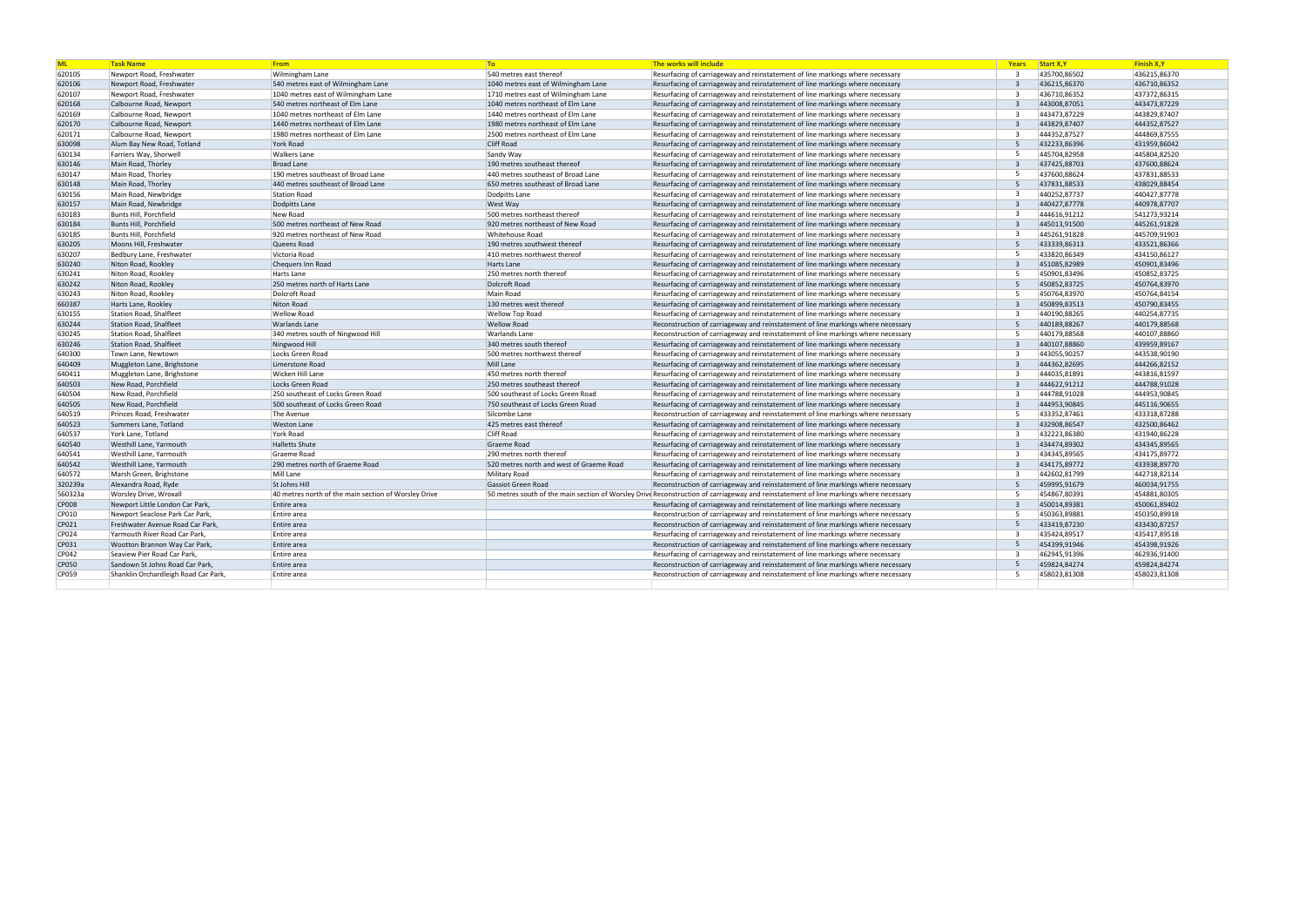| ML | Task Name | From | To | The works will include | Years | Start X,Y | Finish X,Y |
|---|---|---|---|---|---|---|---|
| 620105 | Newport Road, Freshwater | Wilmingham Lane | 540 metres east thereof | Resurfacing of carriageway and reinstatement of line markings where necessary | 3 | 435700,86502 | 436215,86370 |
| 620106 | Newport Road, Freshwater | 540 metres east of Wilmingham Lane | 1040 metres east of Wilmingham Lane | Resurfacing of carriageway and reinstatement of line markings where necessary | 3 | 436215,86370 | 436710,86352 |
| 620107 | Newport Road, Freshwater | 1040 metres east of Wilmingham Lane | 1710 metres east of Wilmingham Lane | Resurfacing of carriageway and reinstatement of line markings where necessary | 3 | 436710,86352 | 437372,86315 |
| 620168 | Calbourne Road, Newport | 540 metres northeast of Elm Lane | 1040 metres northeast of Elm Lane | Resurfacing of carriageway and reinstatement of line markings where necessary | 3 | 443008,87051 | 443473,87229 |
| 620169 | Calbourne Road, Newport | 1040 metres northeast of Elm Lane | 1440 metres northeast of Elm Lane | Resurfacing of carriageway and reinstatement of line markings where necessary | 3 | 443473,87229 | 443829,87407 |
| 620170 | Calbourne Road, Newport | 1440 metres northeast of Elm Lane | 1980 metres northeast of Elm Lane | Resurfacing of carriageway and reinstatement of line markings where necessary | 3 | 443829,87407 | 444352,87527 |
| 620171 | Calbourne Road, Newport | 1980 metres northeast of Elm Lane | 2500 metres northeast of Elm Lane | Resurfacing of carriageway and reinstatement of line markings where necessary | 3 | 444352,87527 | 444869,87555 |
| 630098 | Alum Bay New Road, Totland | York Road | Cliff Road | Resurfacing of carriageway and reinstatement of line markings where necessary | 5 | 432233,86396 | 431959,86042 |
| 630134 | Farriers Way, Shorwell | Walkers Lane | Sandy Way | Resurfacing of carriageway and reinstatement of line markings where necessary | 5 | 445704,82958 | 445804,82520 |
| 630146 | Main Road, Thorley | Broad Lane | 190 metres southeast thereof | Resurfacing of carriageway and reinstatement of line markings where necessary | 3 | 437425,88703 | 437600,88624 |
| 630147 | Main Road, Thorley | 190 metres southeast of Broad Lane | 440 metres southeast of Broad Lane | Resurfacing of carriageway and reinstatement of line markings where necessary | 5 | 437600,88624 | 437831,88533 |
| 630148 | Main Road, Thorley | 440 metres southeast of Broad Lane | 650 metres southeast of Broad Lane | Resurfacing of carriageway and reinstatement of line markings where necessary | 5 | 437831,88533 | 438029,88454 |
| 630156 | Main Road, Newbridge | Station Road | Dodpitts Lane | Resurfacing of carriageway and reinstatement of line markings where necessary | 3 | 440252,87737 | 440427,87778 |
| 630157 | Main Road, Newbridge | Dodpitts Lane | West Way | Resurfacing of carriageway and reinstatement of line markings where necessary | 3 | 440427,87778 | 440978,87707 |
| 630183 | Bunts Hill, Porchfield | New Road | 500 metres northeast thereof | Resurfacing of carriageway and reinstatement of line markings where necessary | 3 | 444616,91212 | 541273,93214 |
| 630184 | Bunts Hill, Porchfield | 500 metres northeast of New Road | 920 metres northeast of New Road | Resurfacing of carriageway and reinstatement of line markings where necessary | 3 | 445013,91500 | 445261,91828 |
| 630185 | Bunts Hill, Porchfield | 920 metres northeast of New Road | Whitehouse Road | Resurfacing of carriageway and reinstatement of line markings where necessary | 3 | 445261,91828 | 445709,91903 |
| 630205 | Moons Hill, Freshwater | Queens Road | 190 metres southwest thereof | Resurfacing of carriageway and reinstatement of line markings where necessary | 5 | 433339,86313 | 433521,86366 |
| 630207 | Bedbury Lane, Freshwater | Victoria Road | 410 metres northwest thereof | Resurfacing of carriageway and reinstatement of line markings where necessary | 5 | 433820,86349 | 434150,86127 |
| 630240 | Niton Road, Rookley | Chequers Inn Road | Harts Lane | Resurfacing of carriageway and reinstatement of line markings where necessary | 3 | 451085,82989 | 450901,83496 |
| 630241 | Niton Road, Rookley | Harts Lane | 250 metres north thereof | Resurfacing of carriageway and reinstatement of line markings where necessary | 5 | 450901,83496 | 450852,83725 |
| 630242 | Niton Road, Rookley | 250 metres north of Harts Lane | Dolcroft Road | Resurfacing of carriageway and reinstatement of line markings where necessary | 5 | 450852,83725 | 450764,83970 |
| 630243 | Niton Road, Rookley | Dolcroft Road | Main Road | Resurfacing of carriageway and reinstatement of line markings where necessary | 5 | 450764,83970 | 450764,84154 |
| 660387 | Harts Lane, Rookley | Niton Road | 130 metres west thereof | Resurfacing of carriageway and reinstatement of line markings where necessary | 3 | 450899,83513 | 450790,83455 |
| 630155 | Station Road, Shalfleet | Wellow Road | Wellow Top Road | Resurfacing of carriageway and reinstatement of line markings where necessary | 3 | 440190,88265 | 440254,87735 |
| 630244 | Station Road, Shalfleet | Warlands Lane | Wellow Road | Reconstruction of carriageway and reinstatement of line markings where necessary | 5 | 440189,88267 | 440179,88568 |
| 630245 | Station Road, Shalfleet | 340 metres south of Ningwood Hill | Warlands Lane | Reconstruction of carriageway and reinstatement of line markings where necessary | 5 | 440179,88568 | 440107,88860 |
| 630246 | Station Road, Shalfleet | Ningwood Hill | 340 metres south thereof | Resurfacing of carriageway and reinstatement of line markings where necessary | 3 | 440107,88860 | 439959,89167 |
| 640300 | Town Lane, Newtown | Locks Green Road | 500 metres northwest thereof | Resurfacing of carriageway and reinstatement of line markings where necessary | 3 | 443055,90257 | 443538,90190 |
| 640409 | Muggleton Lane, Brighstone | Limerstone Road | Mill Lane | Resurfacing of carriageway and reinstatement of line markings where necessary | 3 | 444362,82695 | 444266,82152 |
| 640411 | Muggleton Lane, Brighstone | Wicken Hill Lane | 450 metres north thereof | Resurfacing of carriageway and reinstatement of line markings where necessary | 3 | 444035,81891 | 443816,81597 |
| 640503 | New Road, Porchfield | Locks Green Road | 250 metres southeast thereof | Resurfacing of carriageway and reinstatement of line markings where necessary | 3 | 444622,91212 | 444788,91028 |
| 640504 | New Road, Porchfield | 250 southeast of Locks Green Road | 500 southeast of Locks Green Road | Resurfacing of carriageway and reinstatement of line markings where necessary | 3 | 444788,91028 | 444953,90845 |
| 640505 | New Road, Porchfield | 500 southeast of Locks Green Road | 750 southeast of Locks Green Road | Resurfacing of carriageway and reinstatement of line markings where necessary | 3 | 444953,90845 | 445116,90655 |
| 640519 | Princes Road, Freshwater | The Avenue | Silcombe Lane | Reconstruction of carriageway and reinstatement of line markings where necessary | 5 | 433352,87461 | 433318,87288 |
| 640523 | Summers Lane, Totland | Weston Lane | 425 metres east thereof | Resurfacing of carriageway and reinstatement of line markings where necessary | 3 | 432908,86547 | 432500,86462 |
| 640537 | York Lane, Totland | York Road | Cliff Road | Resurfacing of carriageway and reinstatement of line markings where necessary | 3 | 432223,86380 | 431940,86228 |
| 640540 | Westhill Lane, Yarmouth | Halletts Shute | Graeme Road | Resurfacing of carriageway and reinstatement of line markings where necessary | 3 | 434474,89302 | 434345,89565 |
| 640541 | Westhill Lane, Yarmouth | Graeme Road | 290 metres north thereof | Resurfacing of carriageway and reinstatement of line markings where necessary | 3 | 434345,89565 | 434175,89772 |
| 640542 | Westhill Lane, Yarmouth | 290 metres north of Graeme Road | 520 metres north and west of Graeme Road | Resurfacing of carriageway and reinstatement of line markings where necessary | 3 | 434175,89772 | 433938,89770 |
| 640572 | Marsh Green, Brighstone | Mill Lane | Military Road | Resurfacing of carriageway and reinstatement of line markings where necessary | 3 | 442602,81799 | 442718,82114 |
| 320239a | Alexandra Road, Ryde | St Johns Hill | Gassiot Green Road | Reconstruction of carriageway and reinstatement of line markings where necessary | 5 | 459995,91679 | 460034,91755 |
| 560323a | Worsley Drive, Wroxall | 40 metres north of the main section of Worsley Drive | 50 metres south of the main section of Worsley Drive | Reconstruction of carriageway and reinstatement of line markings where necessary | 5 | 454867,80391 | 454881,80305 |
| CP008 | Newport Little London Car Park, | Entire area | | Resurfacing of carriageway and reinstatement of line markings where necessary | 3 | 450014,89381 | 450061,89402 |
| CP010 | Newport Seaclose Park Car Park, | Entire area | | Reconstruction of carriageway and reinstatement of line markings where necessary | 5 | 450363,89881 | 450350,89918 |
| CP021 | Freshwater Avenue Road Car Park, | Entire area | | Reconstruction of carriageway and reinstatement of line markings where necessary | 5 | 433419,87230 | 433430,87257 |
| CP024 | Yarmouth River Road Car Park, | Entire area | | Resurfacing of carriageway and reinstatement of line markings where necessary | 3 | 435424,89517 | 435417,89518 |
| CP031 | Wootton Brannon Way Car Park, | Entire area | | Reconstruction of carriageway and reinstatement of line markings where necessary | 5 | 454399,91946 | 454398,91926 |
| CP042 | Seaview Pier Road Car Park, | Entire area | | Resurfacing of carriageway and reinstatement of line markings where necessary | 3 | 462945,91396 | 462936,91400 |
| CP050 | Sandown St Johns Road Car Park, | Entire area | | Reconstruction of carriageway and reinstatement of line markings where necessary | 5 | 459824,84274 | 459824,84274 |
| CP059 | Shanklin Orchardleigh Road Car Park, | Entire area | | Reconstruction of carriageway and reinstatement of line markings where necessary | 5 | 458023,81308 | 458023,81308 |